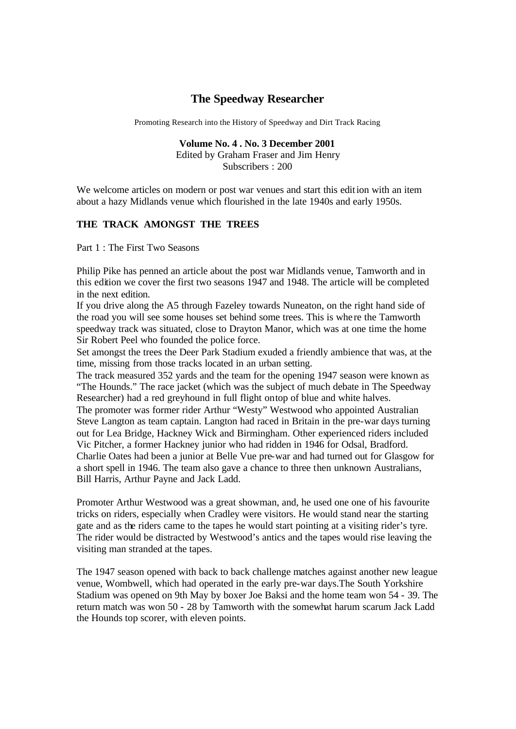# The Speedway Researcher

Promoting Research into the History of Speedway and Dirt Track Racing

**Volume No. 4 . No. 3 December 2001**
Edited by Graham Fraser and Jim Henry
Subscribers : 200

We welcome articles on modern or post war venues and start this edition with an item about a hazy Midlands venue which flourished in the late 1940s and early 1950s.

## THE TRACK AMONGST THE TREES

Part 1 : The First Two Seasons

Philip Pike has penned an article about the post war Midlands venue, Tamworth and in this edition we cover the first two seasons 1947 and 1948. The article will be completed in the next edition.

If you drive along the A5 through Fazeley towards Nuneaton, on the right hand side of the road you will see some houses set behind some trees. This is where the Tamworth speedway track was situated, close to Drayton Manor, which was at one time the home Sir Robert Peel who founded the police force.

Set amongst the trees the Deer Park Stadium exuded a friendly ambience that was, at the time, missing from those tracks located in an urban setting.

The track measured 352 yards and the team for the opening 1947 season were known as "The Hounds." The race jacket (which was the subject of much debate in The Speedway Researcher) had a red greyhound in full flight ontop of blue and white halves.

The promoter was former rider Arthur "Westy" Westwood who appointed Australian Steve Langton as team captain. Langton had raced in Britain in the pre-war days turning out for Lea Bridge, Hackney Wick and Birmingham. Other experienced riders included Vic Pitcher, a former Hackney junior who had ridden in 1946 for Odsal, Bradford. Charlie Oates had been a junior at Belle Vue pre-war and had turned out for Glasgow for a short spell in 1946. The team also gave a chance to three then unknown Australians, Bill Harris, Arthur Payne and Jack Ladd.

Promoter Arthur Westwood was a great showman, and, he used one one of his favourite tricks on riders, especially when Cradley were visitors. He would stand near the starting gate and as the riders came to the tapes he would start pointing at a visiting rider's tyre. The rider would be distracted by Westwood's antics and the tapes would rise leaving the visiting man stranded at the tapes.

The 1947 season opened with back to back challenge matches against another new league venue, Wombwell, which had operated in the early pre-war days.The South Yorkshire Stadium was opened on 9th May by boxer Joe Baksi and the home team won 54 - 39. The return match was won 50 - 28 by Tamworth with the somewhat harum scarum Jack Ladd the Hounds top scorer, with eleven points.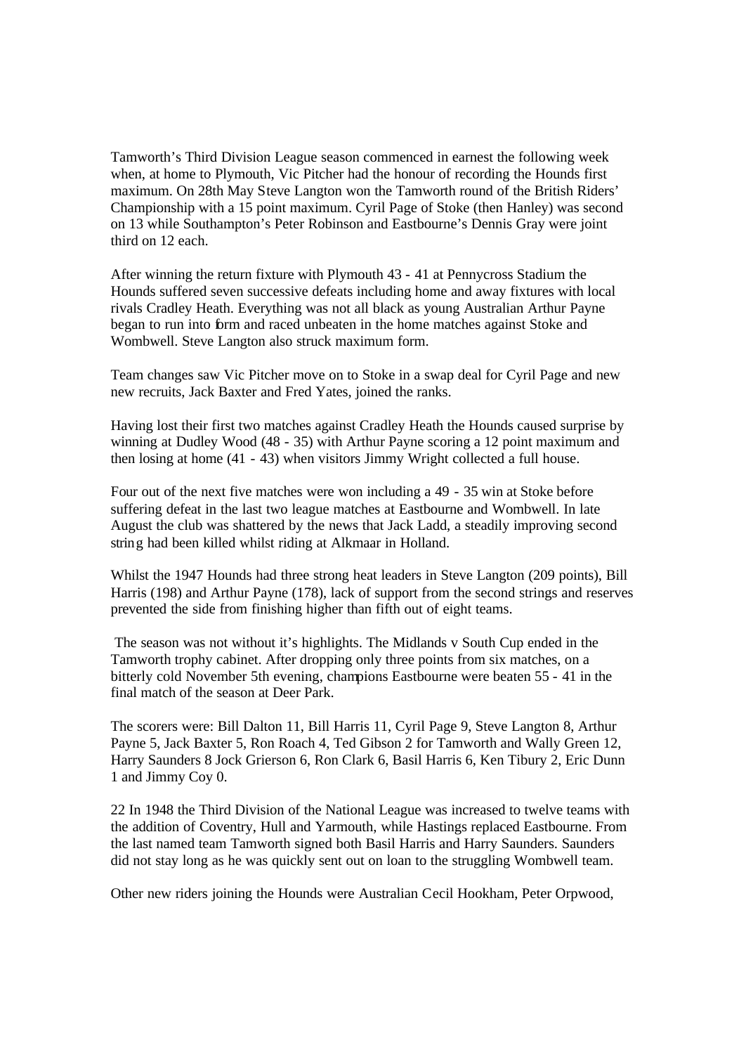Tamworth's Third Division League season commenced in earnest the following week when, at home to Plymouth, Vic Pitcher had the honour of recording the Hounds first maximum. On 28th May Steve Langton won the Tamworth round of the British Riders' Championship with a 15 point maximum. Cyril Page of Stoke (then Hanley) was second on 13 while Southampton's Peter Robinson and Eastbourne's Dennis Gray were joint third on 12 each.

After winning the return fixture with Plymouth 43 - 41 at Pennycross Stadium the Hounds suffered seven successive defeats including home and away fixtures with local rivals Cradley Heath. Everything was not all black as young Australian Arthur Payne began to run into form and raced unbeaten in the home matches against Stoke and Wombwell. Steve Langton also struck maximum form.

Team changes saw Vic Pitcher move on to Stoke in a swap deal for Cyril Page and new new recruits, Jack Baxter and Fred Yates, joined the ranks.

Having lost their first two matches against Cradley Heath the Hounds caused surprise by winning at Dudley Wood (48 - 35) with Arthur Payne scoring a 12 point maximum and then losing at home (41 - 43) when visitors Jimmy Wright collected a full house.

Four out of the next five matches were won including a 49 - 35 win at Stoke before suffering defeat in the last two league matches at Eastbourne and Wombwell. In late August the club was shattered by the news that Jack Ladd, a steadily improving second string had been killed whilst riding at Alkmaar in Holland.

Whilst the 1947 Hounds had three strong heat leaders in Steve Langton (209 points), Bill Harris (198) and Arthur Payne (178), lack of support from the second strings and reserves prevented the side from finishing higher than fifth out of eight teams.

The season was not without it's highlights. The Midlands v South Cup ended in the Tamworth trophy cabinet. After dropping only three points from six matches, on a bitterly cold November 5th evening, champions Eastbourne were beaten 55 - 41 in the final match of the season at Deer Park.

The scorers were: Bill Dalton 11, Bill Harris 11, Cyril Page 9, Steve Langton 8, Arthur Payne 5, Jack Baxter 5, Ron Roach 4, Ted Gibson 2 for Tamworth and Wally Green 12, Harry Saunders 8 Jock Grierson 6, Ron Clark 6, Basil Harris 6, Ken Tibury 2, Eric Dunn 1 and Jimmy Coy 0.

22 In 1948 the Third Division of the National League was increased to twelve teams with the addition of Coventry, Hull and Yarmouth, while Hastings replaced Eastbourne. From the last named team Tamworth signed both Basil Harris and Harry Saunders. Saunders did not stay long as he was quickly sent out on loan to the struggling Wombwell team.

Other new riders joining the Hounds were Australian Cecil Hookham, Peter Orpwood,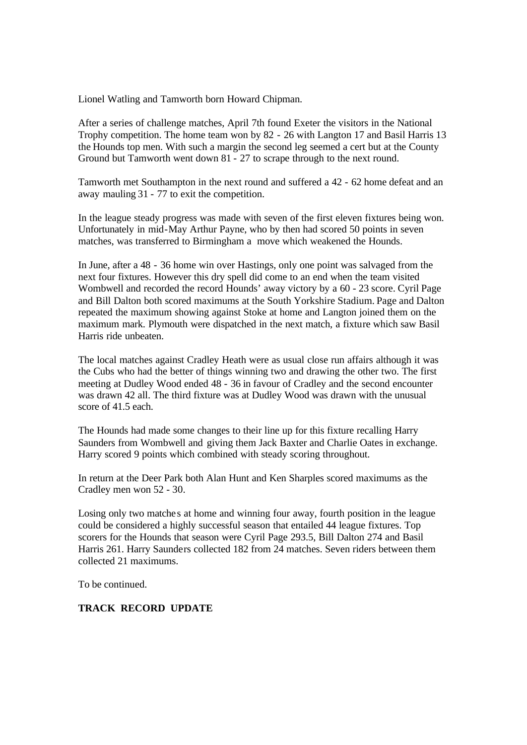Lionel Watling and Tamworth born Howard Chipman.

After a series of challenge matches, April 7th found Exeter the visitors in the National Trophy competition. The home team won by 82 - 26 with Langton 17 and Basil Harris 13 the Hounds top men. With such a margin the second leg seemed a cert but at the County Ground but Tamworth went down 81 - 27 to scrape through to the next round.

Tamworth met Southampton in the next round and suffered a 42 - 62 home defeat and an away mauling 31 - 77 to exit the competition.

In the league steady progress was made with seven of the first eleven fixtures being won. Unfortunately in mid-May Arthur Payne, who by then had scored 50 points in seven matches, was transferred to Birmingham a move which weakened the Hounds.

In June, after a 48 - 36 home win over Hastings, only one point was salvaged from the next four fixtures. However this dry spell did come to an end when the team visited Wombwell and recorded the record Hounds' away victory by a 60 - 23 score. Cyril Page and Bill Dalton both scored maximums at the South Yorkshire Stadium. Page and Dalton repeated the maximum showing against Stoke at home and Langton joined them on the maximum mark. Plymouth were dispatched in the next match, a fixture which saw Basil Harris ride unbeaten.

The local matches against Cradley Heath were as usual close run affairs although it was the Cubs who had the better of things winning two and drawing the other two. The first meeting at Dudley Wood ended 48 - 36 in favour of Cradley and the second encounter was drawn 42 all. The third fixture was at Dudley Wood was drawn with the unusual score of 41.5 each.

The Hounds had made some changes to their line up for this fixture recalling Harry Saunders from Wombwell and giving them Jack Baxter and Charlie Oates in exchange. Harry scored 9 points which combined with steady scoring throughout.

In return at the Deer Park both Alan Hunt and Ken Sharples scored maximums as the Cradley men won 52 - 30.

Losing only two matches at home and winning four away, fourth position in the league could be considered a highly successful season that entailed 44 league fixtures. Top scorers for the Hounds that season were Cyril Page 293.5, Bill Dalton 274 and Basil Harris 261. Harry Saunders collected 182 from 24 matches. Seven riders between them collected 21 maximums.

To be continued.

**TRACK RECORD UPDATE**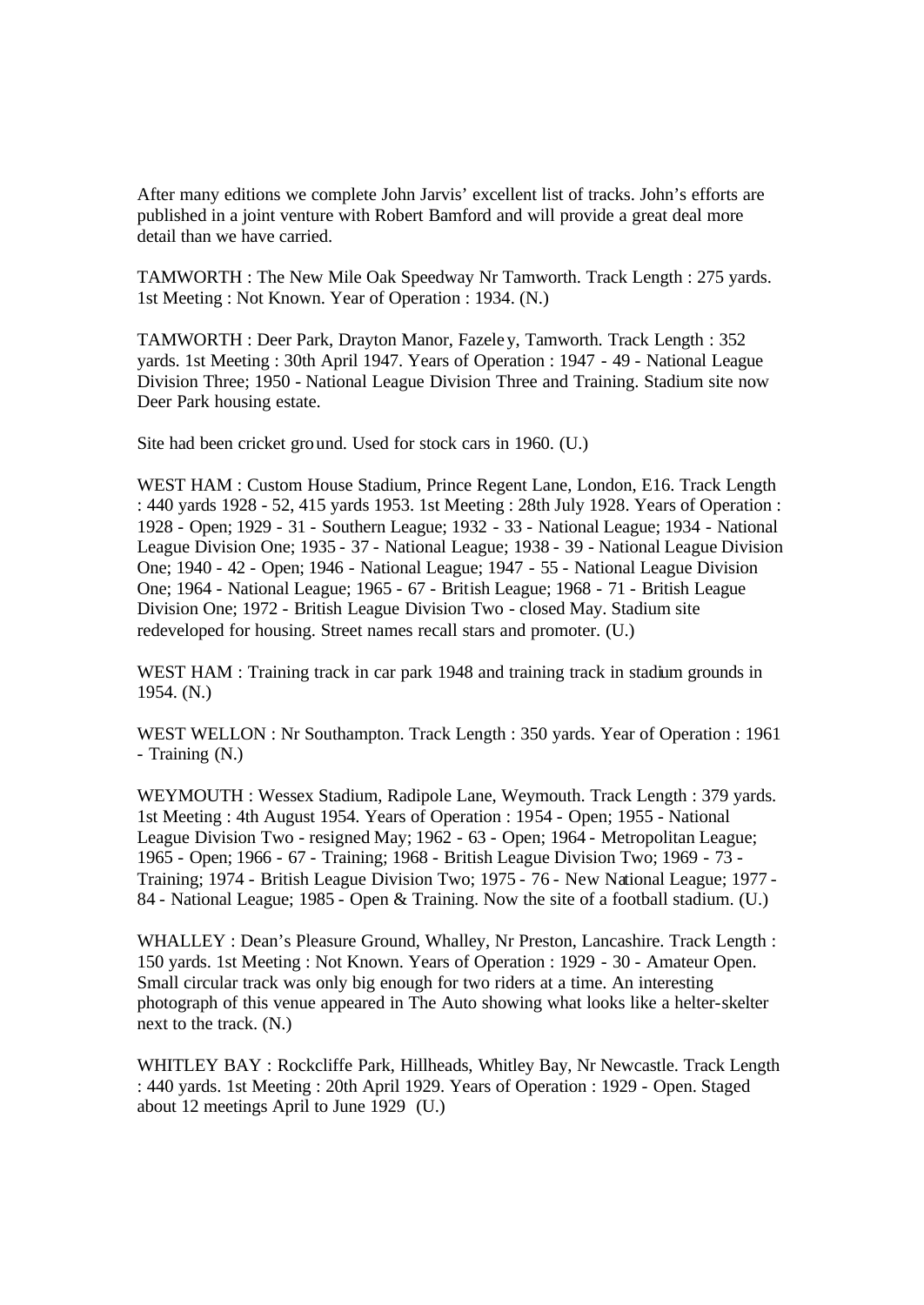After many editions we complete John Jarvis' excellent list of tracks. John's efforts are published in a joint venture with Robert Bamford and will provide a great deal more detail than we have carried.

TAMWORTH : The New Mile Oak Speedway Nr Tamworth. Track Length : 275 yards. 1st Meeting : Not Known. Year of Operation : 1934. (N.)

TAMWORTH : Deer Park, Drayton Manor, Fazeley, Tamworth. Track Length : 352 yards. 1st Meeting : 30th April 1947. Years of Operation : 1947 - 49 - National League Division Three; 1950 - National League Division Three and Training. Stadium site now Deer Park housing estate.

Site had been cricket ground. Used for stock cars in 1960. (U.)

WEST HAM : Custom House Stadium, Prince Regent Lane, London, E16. Track Length : 440 yards 1928 - 52, 415 yards 1953. 1st Meeting : 28th July 1928. Years of Operation : 1928 - Open; 1929 - 31 - Southern League; 1932 - 33 - National League; 1934 - National League Division One; 1935 - 37 - National League; 1938 - 39 - National League Division One; 1940 - 42 - Open; 1946 - National League; 1947 - 55 - National League Division One; 1964 - National League; 1965 - 67 - British League; 1968 - 71 - British League Division One; 1972 - British League Division Two - closed May. Stadium site redeveloped for housing. Street names recall stars and promoter. (U.)

WEST HAM : Training track in car park 1948 and training track in stadium grounds in 1954. (N.)

WEST WELLON : Nr Southampton. Track Length : 350 yards. Year of Operation : 1961 - Training (N.)

WEYMOUTH : Wessex Stadium, Radipole Lane, Weymouth. Track Length : 379 yards. 1st Meeting : 4th August 1954. Years of Operation : 1954 - Open; 1955 - National League Division Two - resigned May; 1962 - 63 - Open; 1964 - Metropolitan League; 1965 - Open; 1966 - 67 - Training; 1968 - British League Division Two; 1969 - 73 - Training; 1974 - British League Division Two; 1975 - 76 - New National League; 1977 - 84 - National League; 1985 - Open & Training. Now the site of a football stadium. (U.)

WHALLEY : Dean's Pleasure Ground, Whalley, Nr Preston, Lancashire. Track Length : 150 yards. 1st Meeting : Not Known. Years of Operation : 1929 - 30 - Amateur Open. Small circular track was only big enough for two riders at a time. An interesting photograph of this venue appeared in The Auto showing what looks like a helter-skelter next to the track. (N.)

WHITLEY BAY : Rockcliffe Park, Hillheads, Whitley Bay, Nr Newcastle. Track Length : 440 yards. 1st Meeting : 20th April 1929. Years of Operation : 1929 - Open. Staged about 12 meetings April to June 1929 (U.)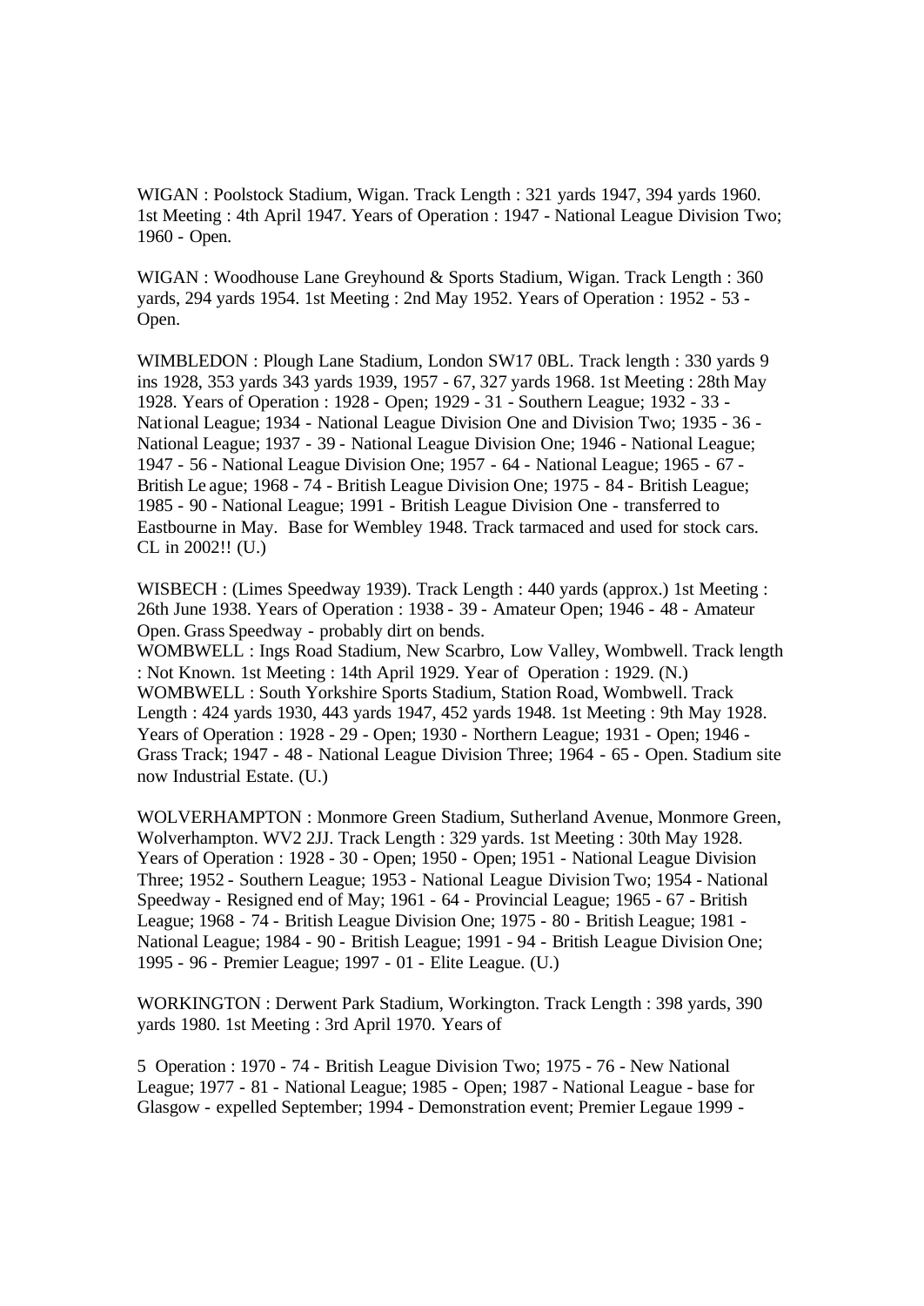WIGAN : Poolstock Stadium, Wigan. Track Length : 321 yards 1947, 394 yards 1960. 1st Meeting : 4th April 1947. Years of Operation : 1947 - National League Division Two; 1960 - Open.

WIGAN : Woodhouse Lane Greyhound & Sports Stadium, Wigan. Track Length : 360 yards, 294 yards 1954. 1st Meeting : 2nd May 1952. Years of Operation : 1952 - 53 - Open.

WIMBLEDON : Plough Lane Stadium, London SW17 0BL. Track length : 330 yards 9 ins 1928, 353 yards 343 yards 1939, 1957 - 67, 327 yards 1968. 1st Meeting : 28th May 1928. Years of Operation : 1928 - Open; 1929 - 31 - Southern League; 1932 - 33 - National League; 1934 - National League Division One and Division Two; 1935 - 36 - National League; 1937 - 39 - National League Division One; 1946 - National League; 1947 - 56 - National League Division One; 1957 - 64 - National League; 1965 - 67 - British League; 1968 - 74 - British League Division One; 1975 - 84 - British League; 1985 - 90 - National League; 1991 - British League Division One - transferred to Eastbourne in May. Base for Wembley 1948. Track tarmaced and used for stock cars. CL in 2002!! (U.)

WISBECH : (Limes Speedway 1939). Track Length : 440 yards (approx.) 1st Meeting : 26th June 1938. Years of Operation : 1938 - 39 - Amateur Open; 1946 - 48 - Amateur Open. Grass Speedway - probably dirt on bends.

WOMBWELL : Ings Road Stadium, New Scarbro, Low Valley, Wombwell. Track length : Not Known. 1st Meeting : 14th April 1929. Year of Operation : 1929. (N.)

WOMBWELL : South Yorkshire Sports Stadium, Station Road, Wombwell. Track Length : 424 yards 1930, 443 yards 1947, 452 yards 1948. 1st Meeting : 9th May 1928. Years of Operation : 1928 - 29 - Open; 1930 - Northern League; 1931 - Open; 1946 - Grass Track; 1947 - 48 - National League Division Three; 1964 - 65 - Open. Stadium site now Industrial Estate. (U.)

WOLVERHAMPTON : Monmore Green Stadium, Sutherland Avenue, Monmore Green, Wolverhampton. WV2 2JJ. Track Length : 329 yards. 1st Meeting : 30th May 1928. Years of Operation : 1928 - 30 - Open; 1950 - Open; 1951 - National League Division Three; 1952 - Southern League; 1953 - National League Division Two; 1954 - National Speedway - Resigned end of May; 1961 - 64 - Provincial League; 1965 - 67 - British League; 1968 - 74 - British League Division One; 1975 - 80 - British League; 1981 - National League; 1984 - 90 - British League; 1991 - 94 - British League Division One; 1995 - 96 - Premier League; 1997 - 01 - Elite League. (U.)

WORKINGTON : Derwent Park Stadium, Workington. Track Length : 398 yards, 390 yards 1980. 1st Meeting : 3rd April 1970. Years of Operation : 1970 - 74 - British League Division Two; 1975 - 76 - New National League; 1977 - 81 - National League; 1985 - Open; 1987 - National League - base for Glasgow - expelled September; 1994 - Demonstration event; Premier Legaue 1999 -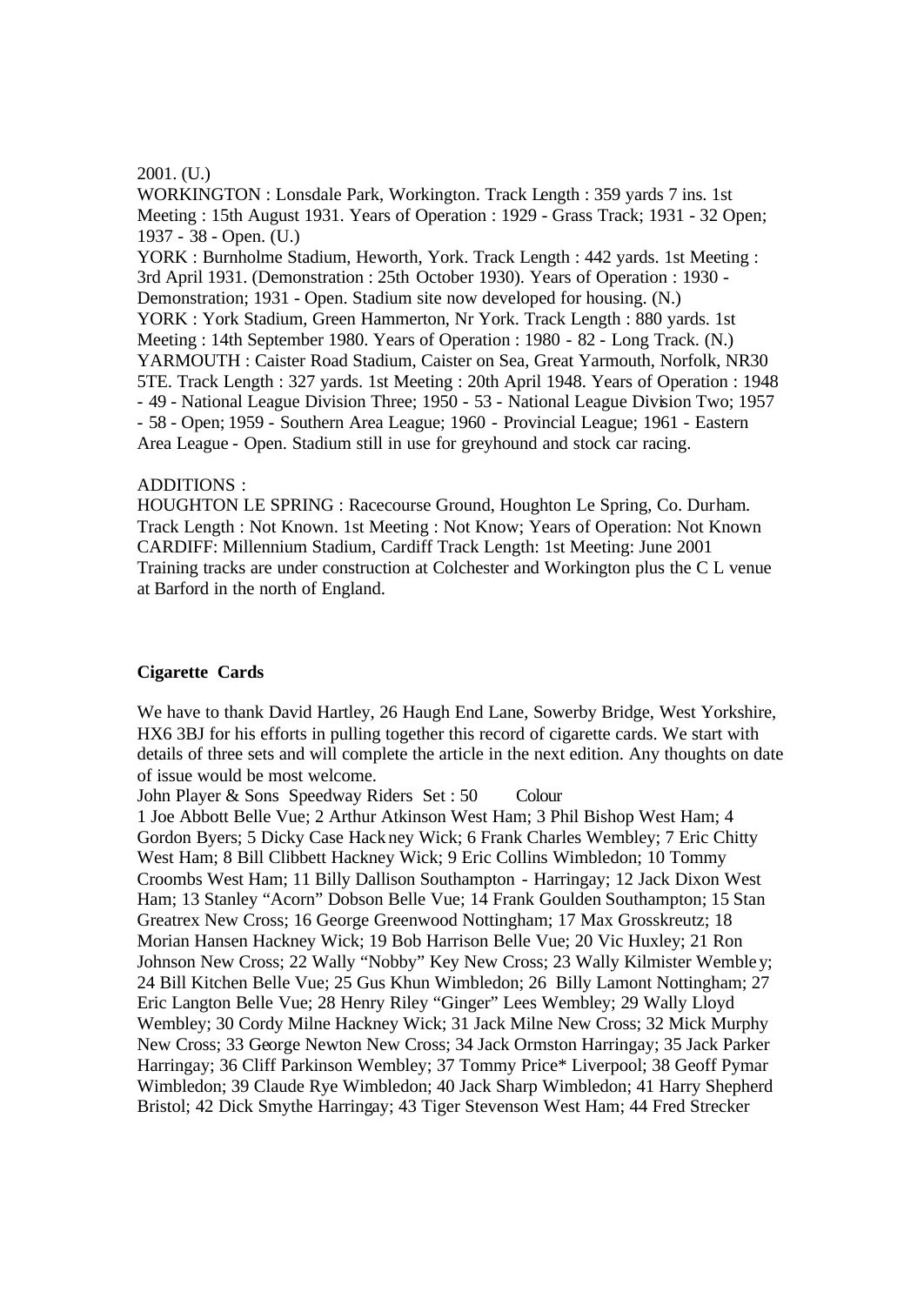2001. (U.)

WORKINGTON : Lonsdale Park, Workington. Track Length : 359 yards 7 ins. 1st Meeting : 15th August 1931. Years of Operation : 1929 - Grass Track; 1931 - 32 Open; 1937 - 38 - Open. (U.)

YORK : Burnholme Stadium, Heworth, York. Track Length : 442 yards. 1st Meeting : 3rd April 1931. (Demonstration : 25th October 1930). Years of Operation : 1930 - Demonstration; 1931 - Open. Stadium site now developed for housing. (N.)

YORK : York Stadium, Green Hammerton, Nr York. Track Length : 880 yards. 1st Meeting : 14th September 1980. Years of Operation : 1980 - 82 - Long Track. (N.)

YARMOUTH : Caister Road Stadium, Caister on Sea, Great Yarmouth, Norfolk, NR30 5TE. Track Length : 327 yards. 1st Meeting : 20th April 1948. Years of Operation : 1948 - 49 - National League Division Three; 1950 - 53 - National League Division Two; 1957 - 58 - Open; 1959 - Southern Area League; 1960 - Provincial League; 1961 - Eastern Area League - Open. Stadium still in use for greyhound and stock car racing.

ADDITIONS :

HOUGHTON LE SPRING : Racecourse Ground, Houghton Le Spring, Co. Durham. Track Length : Not Known. 1st Meeting : Not Know; Years of Operation: Not Known

CARDIFF: Millennium Stadium, Cardiff Track Length: 1st Meeting: June 2001

Training tracks are under construction at Colchester and Workington plus the C L venue at Barford in the north of England.

**Cigarette Cards**

We have to thank David Hartley, 26 Haugh End Lane, Sowerby Bridge, West Yorkshire, HX6 3BJ for his efforts in pulling together this record of cigarette cards. We start with details of three sets and will complete the article in the next edition. Any thoughts on date of issue would be most welcome.

John Player & Sons Speedway Riders Set : 50 Colour

1 Joe Abbott Belle Vue; 2 Arthur Atkinson West Ham; 3 Phil Bishop West Ham; 4 Gordon Byers; 5 Dicky Case Hackney Wick; 6 Frank Charles Wembley; 7 Eric Chitty West Ham; 8 Bill Clibbett Hackney Wick; 9 Eric Collins Wimbledon; 10 Tommy Croombs West Ham; 11 Billy Dallison Southampton - Harringay; 12 Jack Dixon West Ham; 13 Stanley "Acorn" Dobson Belle Vue; 14 Frank Goulden Southampton; 15 Stan Greatrex New Cross; 16 George Greenwood Nottingham; 17 Max Grosskreutz; 18 Morian Hansen Hackney Wick; 19 Bob Harrison Belle Vue; 20 Vic Huxley; 21 Ron Johnson New Cross; 22 Wally "Nobby" Key New Cross; 23 Wally Kilmister Wembley; 24 Bill Kitchen Belle Vue; 25 Gus Khun Wimbledon; 26 Billy Lamont Nottingham; 27 Eric Langton Belle Vue; 28 Henry Riley "Ginger" Lees Wembley; 29 Wally Lloyd Wembley; 30 Cordy Milne Hackney Wick; 31 Jack Milne New Cross; 32 Mick Murphy New Cross; 33 George Newton New Cross; 34 Jack Ormston Harringay; 35 Jack Parker Harringay; 36 Cliff Parkinson Wembley; 37 Tommy Price* Liverpool; 38 Geoff Pymar Wimbledon; 39 Claude Rye Wimbledon; 40 Jack Sharp Wimbledon; 41 Harry Shepherd Bristol; 42 Dick Smythe Harringay; 43 Tiger Stevenson West Ham; 44 Fred Strecker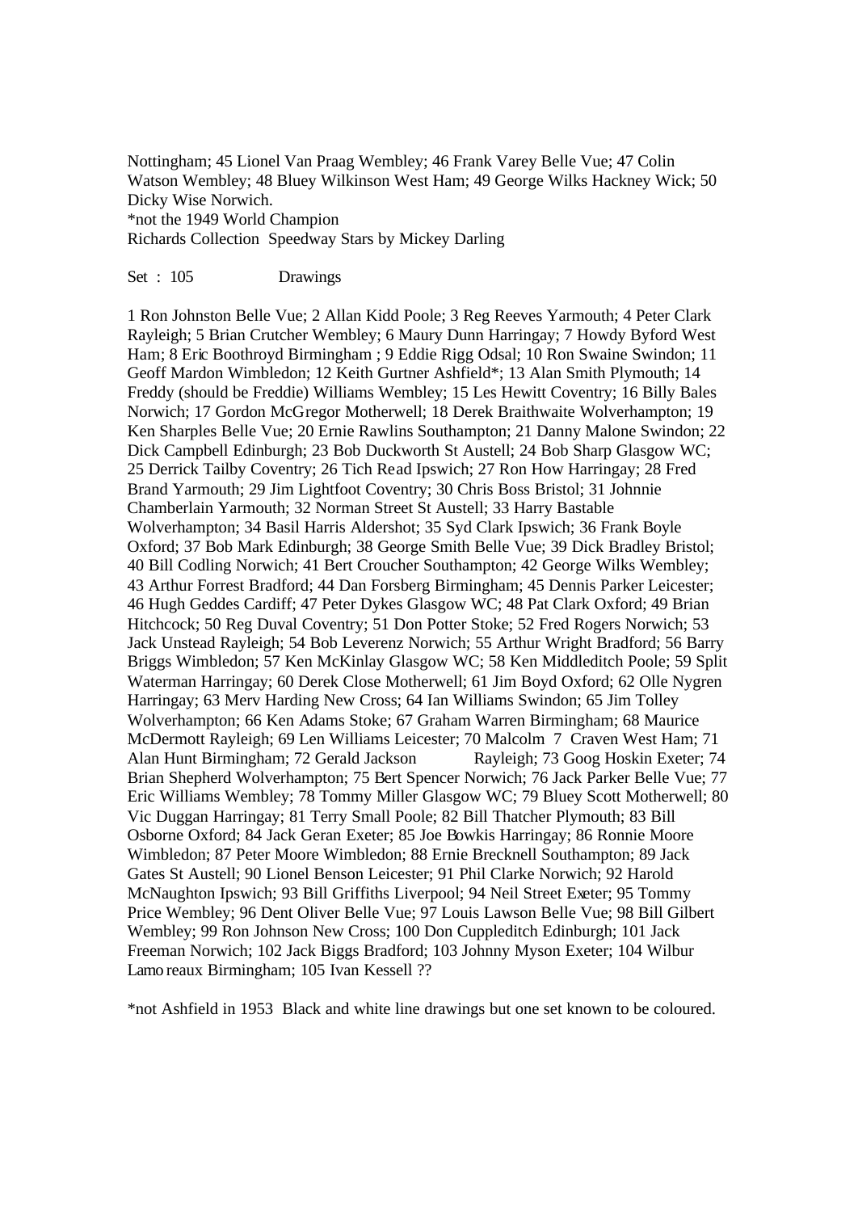Nottingham; 45 Lionel Van Praag Wembley; 46 Frank Varey Belle Vue; 47 Colin Watson Wembley; 48 Bluey Wilkinson West Ham; 49 George Wilks Hackney Wick; 50 Dicky Wise Norwich.

*not the 1949 World Champion

Richards Collection Speedway Stars by Mickey Darling

Set : 105 Drawings

1 Ron Johnston Belle Vue; 2 Allan Kidd Poole; 3 Reg Reeves Yarmouth; 4 Peter Clark Rayleigh; 5 Brian Crutcher Wembley; 6 Maury Dunn Harringay; 7 Howdy Byford West Ham; 8 Eric Boothroyd Birmingham ; 9 Eddie Rigg Odsal; 10 Ron Swaine Swindon; 11 Geoff Mardon Wimbledon; 12 Keith Gurtner Ashfield*; 13 Alan Smith Plymouth; 14 Freddy (should be Freddie) Williams Wembley; 15 Les Hewitt Coventry; 16 Billy Bales Norwich; 17 Gordon McGregor Motherwell; 18 Derek Braithwaite Wolverhampton; 19 Ken Sharples Belle Vue; 20 Ernie Rawlins Southampton; 21 Danny Malone Swindon; 22 Dick Campbell Edinburgh; 23 Bob Duckworth St Austell; 24 Bob Sharp Glasgow WC; 25 Derrick Tailby Coventry; 26 Tich Read Ipswich; 27 Ron How Harringay; 28 Fred Brand Yarmouth; 29 Jim Lightfoot Coventry; 30 Chris Boss Bristol; 31 Johnnie Chamberlain Yarmouth; 32 Norman Street St Austell; 33 Harry Bastable Wolverhampton; 34 Basil Harris Aldershot; 35 Syd Clark Ipswich; 36 Frank Boyle Oxford; 37 Bob Mark Edinburgh; 38 George Smith Belle Vue; 39 Dick Bradley Bristol; 40 Bill Codling Norwich; 41 Bert Croucher Southampton; 42 George Wilks Wembley; 43 Arthur Forrest Bradford; 44 Dan Forsberg Birmingham; 45 Dennis Parker Leicester; 46 Hugh Geddes Cardiff; 47 Peter Dykes Glasgow WC; 48 Pat Clark Oxford; 49 Brian Hitchcock; 50 Reg Duval Coventry; 51 Don Potter Stoke; 52 Fred Rogers Norwich; 53 Jack Unstead Rayleigh; 54 Bob Leverenz Norwich; 55 Arthur Wright Bradford; 56 Barry Briggs Wimbledon; 57 Ken McKinlay Glasgow WC; 58 Ken Middleditch Poole; 59 Split Waterman Harringay; 60 Derek Close Motherwell; 61 Jim Boyd Oxford; 62 Olle Nygren Harringay; 63 Merv Harding New Cross; 64 Ian Williams Swindon; 65 Jim Tolley Wolverhampton; 66 Ken Adams Stoke; 67 Graham Warren Birmingham; 68 Maurice McDermott Rayleigh; 69 Len Williams Leicester; 70 Malcolm 7 Craven West Ham; 71 Alan Hunt Birmingham; 72 Gerald Jackson Rayleigh; 73 Goog Hoskin Exeter; 74 Brian Shepherd Wolverhampton; 75 Bert Spencer Norwich; 76 Jack Parker Belle Vue; 77 Eric Williams Wembley; 78 Tommy Miller Glasgow WC; 79 Bluey Scott Motherwell; 80 Vic Duggan Harringay; 81 Terry Small Poole; 82 Bill Thatcher Plymouth; 83 Bill Osborne Oxford; 84 Jack Geran Exeter; 85 Joe Bowkis Harringay; 86 Ronnie Moore Wimbledon; 87 Peter Moore Wimbledon; 88 Ernie Brecknell Southampton; 89 Jack Gates St Austell; 90 Lionel Benson Leicester; 91 Phil Clarke Norwich; 92 Harold McNaughton Ipswich; 93 Bill Griffiths Liverpool; 94 Neil Street Exeter; 95 Tommy Price Wembley; 96 Dent Oliver Belle Vue; 97 Louis Lawson Belle Vue; 98 Bill Gilbert Wembley; 99 Ron Johnson New Cross; 100 Don Cuppleditch Edinburgh; 101 Jack Freeman Norwich; 102 Jack Biggs Bradford; 103 Johnny Myson Exeter; 104 Wilbur Lamoreaux Birmingham; 105 Ivan Kessell ??

*not Ashfield in 1953 Black and white line drawings but one set known to be coloured.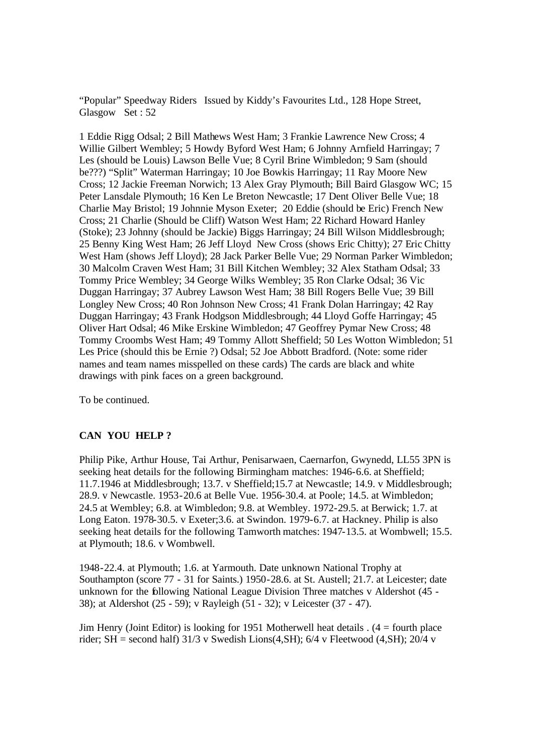"Popular" Speedway Riders   Issued by Kiddy's Favourites Ltd., 128 Hope Street, Glasgow   Set : 52

1 Eddie Rigg Odsal; 2 Bill Mathews West Ham; 3 Frankie Lawrence New Cross; 4 Willie Gilbert Wembley; 5 Howdy Byford West Ham; 6 Johnny Arnfield Harringay; 7 Les (should be Louis) Lawson Belle Vue; 8 Cyril Brine Wimbledon; 9 Sam (should be???) "Split" Waterman Harringay; 10 Joe Bowkis Harringay; 11 Ray Moore New Cross; 12 Jackie Freeman Norwich; 13 Alex Gray Plymouth; Bill Baird Glasgow WC; 15 Peter Lansdale Plymouth; 16 Ken Le Breton Newcastle; 17 Dent Oliver Belle Vue; 18 Charlie May Bristol; 19 Johnnie Myson Exeter; 20 Eddie (should be Eric) French New Cross; 21 Charlie (Should be Cliff) Watson West Ham; 22 Richard Howard Hanley (Stoke); 23 Johnny (should be Jackie) Biggs Harringay; 24 Bill Wilson Middlesbrough; 25 Benny King West Ham; 26 Jeff Lloyd New Cross (shows Eric Chitty); 27 Eric Chitty West Ham (shows Jeff Lloyd); 28 Jack Parker Belle Vue; 29 Norman Parker Wimbledon; 30 Malcolm Craven West Ham; 31 Bill Kitchen Wembley; 32 Alex Statham Odsal; 33 Tommy Price Wembley; 34 George Wilks Wembley; 35 Ron Clarke Odsal; 36 Vic Duggan Harringay; 37 Aubrey Lawson West Ham; 38 Bill Rogers Belle Vue; 39 Bill Longley New Cross; 40 Ron Johnson New Cross; 41 Frank Dolan Harringay; 42 Ray Duggan Harringay; 43 Frank Hodgson Middlesbrough; 44 Lloyd Goffe Harringay; 45 Oliver Hart Odsal; 46 Mike Erskine Wimbledon; 47 Geoffrey Pymar New Cross; 48 Tommy Croombs West Ham; 49 Tommy Allott Sheffield; 50 Les Wotton Wimbledon; 51 Les Price (should this be Ernie ?) Odsal; 52 Joe Abbott Bradford. (Note: some rider names and team names misspelled on these cards) The cards are black and white drawings with pink faces on a green background.

To be continued.

**CAN YOU HELP ?**

Philip Pike, Arthur House, Tai Arthur, Penisarwaen, Caernarfon, Gwynedd, LL55 3PN is seeking heat details for the following Birmingham matches: 1946-6.6. at Sheffield; 11.7.1946 at Middlesbrough; 13.7. v Sheffield;15.7 at Newcastle; 14.9. v Middlesbrough; 28.9. v Newcastle. 1953-20.6 at Belle Vue. 1956-30.4. at Poole; 14.5. at Wimbledon; 24.5 at Wembley; 6.8. at Wimbledon; 9.8. at Wembley. 1972-29.5. at Berwick; 1.7. at Long Eaton. 1978-30.5. v Exeter;3.6. at Swindon. 1979-6.7. at Hackney. Philip is also seeking heat details for the following Tamworth matches: 1947-13.5. at Wombwell; 15.5. at Plymouth; 18.6. v Wombwell.

1948-22.4. at Plymouth; 1.6. at Yarmouth. Date unknown National Trophy at Southampton (score 77 - 31 for Saints.) 1950-28.6. at St. Austell; 21.7. at Leicester; date unknown for the following National League Division Three matches v Aldershot (45 - 38); at Aldershot (25 - 59); v Rayleigh (51 - 32); v Leicester (37 - 47).

Jim Henry (Joint Editor) is looking for 1951 Motherwell heat details . (4 = fourth place rider; SH = second half) 31/3 v Swedish Lions(4,SH); 6/4 v Fleetwood (4,SH); 20/4 v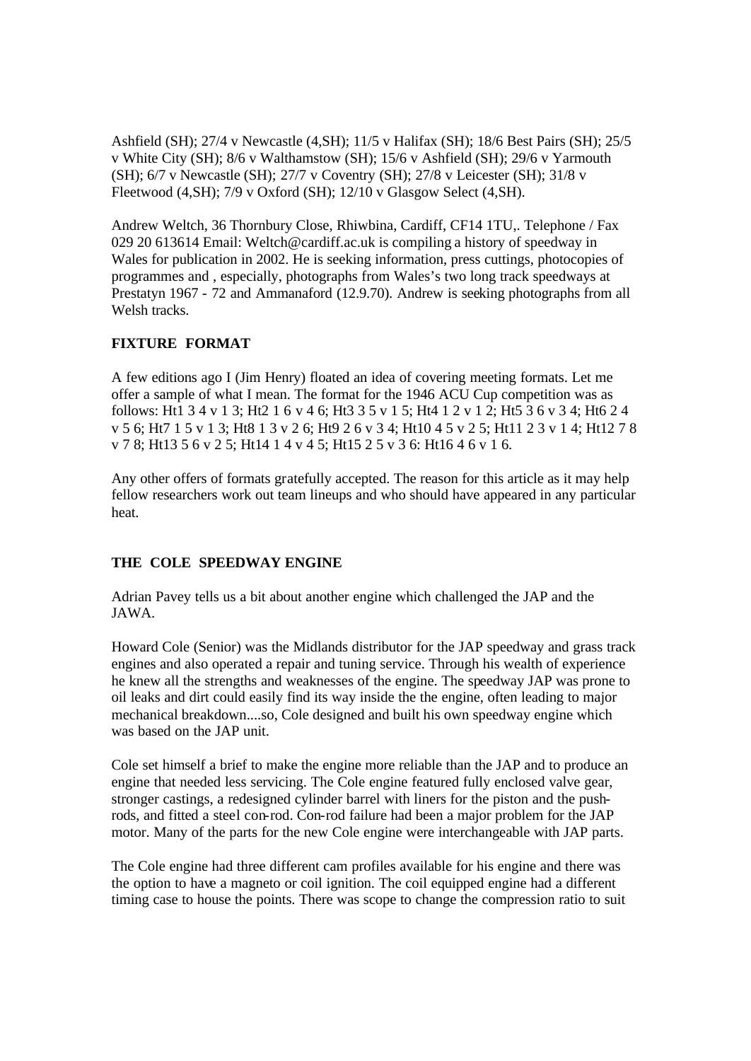Ashfield (SH); 27/4 v Newcastle (4,SH); 11/5 v Halifax (SH); 18/6 Best Pairs (SH); 25/5 v White City (SH); 8/6 v Walthamstow (SH); 15/6 v Ashfield (SH); 29/6 v Yarmouth (SH); 6/7 v Newcastle (SH); 27/7 v Coventry (SH); 27/8 v Leicester (SH); 31/8 v Fleetwood (4,SH); 7/9 v Oxford (SH); 12/10 v Glasgow Select (4,SH).

Andrew Weltch, 36 Thornbury Close, Rhiwbina, Cardiff, CF14 1TU,. Telephone / Fax 029 20 613614 Email: Weltch@cardiff.ac.uk is compiling a history of speedway in Wales for publication in 2002. He is seeking information, press cuttings, photocopies of programmes and , especially, photographs from Wales's two long track speedways at Prestatyn 1967 - 72 and Ammanaford (12.9.70). Andrew is seeking photographs from all Welsh tracks.

**FIXTURE FORMAT**

A few editions ago I (Jim Henry) floated an idea of covering meeting formats. Let me offer a sample of what I mean. The format for the 1946 ACU Cup competition was as follows: Ht1 3 4 v 1 3; Ht2 1 6 v 4 6; Ht3 3 5 v 1 5; Ht4 1 2 v 1 2; Ht5 3 6 v 3 4; Ht6 2 4 v 5 6; Ht7 1 5 v 1 3; Ht8 1 3 v 2 6; Ht9 2 6 v 3 4; Ht10 4 5 v 2 5; Ht11 2 3 v 1 4; Ht12 7 8 v 7 8; Ht13 5 6 v 2 5; Ht14 1 4 v 4 5; Ht15 2 5 v 3 6: Ht16 4 6 v 1 6.

Any other offers of formats gratefully accepted. The reason for this article as it may help fellow researchers work out team lineups and who should have appeared in any particular heat.

**THE COLE SPEEDWAY ENGINE**

Adrian Pavey tells us a bit about another engine which challenged the JAP and the JAWA.

Howard Cole (Senior) was the Midlands distributor for the JAP speedway and grass track engines and also operated a repair and tuning service. Through his wealth of experience he knew all the strengths and weaknesses of the engine. The speedway JAP was prone to oil leaks and dirt could easily find its way inside the the engine, often leading to major mechanical breakdown....so, Cole designed and built his own speedway engine which was based on the JAP unit.

Cole set himself a brief to make the engine more reliable than the JAP and to produce an engine that needed less servicing. The Cole engine featured fully enclosed valve gear, stronger castings, a redesigned cylinder barrel with liners for the piston and the push-rods, and fitted a steel con-rod. Con-rod failure had been a major problem for the JAP motor. Many of the parts for the new Cole engine were interchangeable with JAP parts.

The Cole engine had three different cam profiles available for his engine and there was the option to have a magneto or coil ignition. The coil equipped engine had a different timing case to house the points. There was scope to change the compression ratio to suit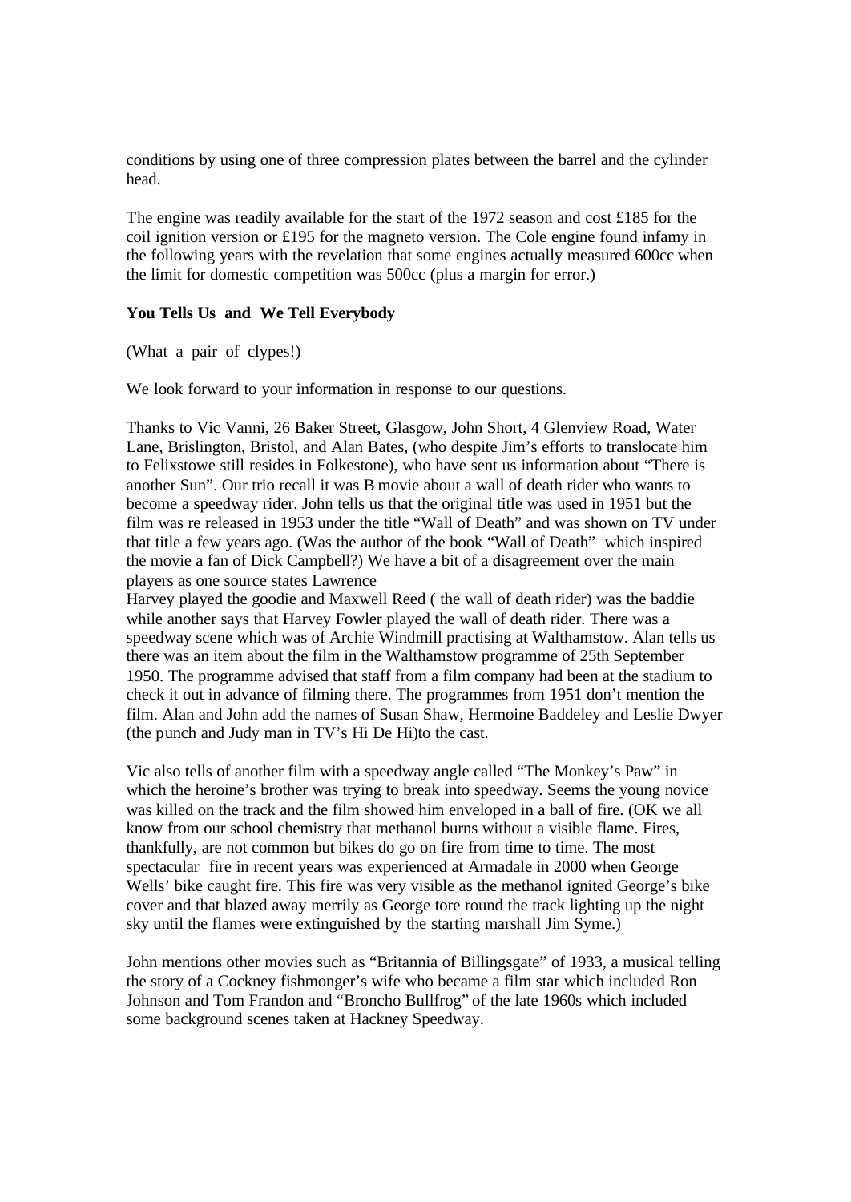conditions by using one of three compression plates between the barrel and the cylinder head.

The engine was readily available for the start of the 1972 season and cost £185 for the coil ignition version or £195 for the magneto version. The Cole engine found infamy in the following years with the revelation that some engines actually measured 600cc when the limit for domestic competition was 500cc (plus a margin for error.)

**You Tells Us and We Tell Everybody**

(What a pair of clypes!)

We look forward to your information in response to our questions.

Thanks to Vic Vanni, 26 Baker Street, Glasgow, John Short, 4 Glenview Road, Water Lane, Brislington, Bristol, and Alan Bates, (who despite Jim's efforts to translocate him to Felixstowe still resides in Folkestone), who have sent us information about "There is another Sun". Our trio recall it was B movie about a wall of death rider who wants to become a speedway rider. John tells us that the original title was used in 1951 but the film was re released in 1953 under the title "Wall of Death" and was shown on TV under that title a few years ago. (Was the author of the book "Wall of Death" which inspired the movie a fan of Dick Campbell?) We have a bit of a disagreement over the main players as one source states Lawrence Harvey played the goodie and Maxwell Reed ( the wall of death rider) was the baddie while another says that Harvey Fowler played the wall of death rider. There was a speedway scene which was of Archie Windmill practising at Walthamstow. Alan tells us there was an item about the film in the Walthamstow programme of 25th September 1950. The programme advised that staff from a film company had been at the stadium to check it out in advance of filming there. The programmes from 1951 don't mention the film. Alan and John add the names of Susan Shaw, Hermoine Baddeley and Leslie Dwyer (the punch and Judy man in TV's Hi De Hi)to the cast.

Vic also tells of another film with a speedway angle called "The Monkey's Paw" in which the heroine's brother was trying to break into speedway. Seems the young novice was killed on the track and the film showed him enveloped in a ball of fire. (OK we all know from our school chemistry that methanol burns without a visible flame. Fires, thankfully, are not common but bikes do go on fire from time to time. The most spectacular fire in recent years was experienced at Armadale in 2000 when George Wells' bike caught fire. This fire was very visible as the methanol ignited George's bike cover and that blazed away merrily as George tore round the track lighting up the night sky until the flames were extinguished by the starting marshall Jim Syme.)

John mentions other movies such as "Britannia of Billingsgate" of 1933, a musical telling the story of a Cockney fishmonger's wife who became a film star which included Ron Johnson and Tom Frandon and "Broncho Bullfrog" of the late 1960s which included some background scenes taken at Hackney Speedway.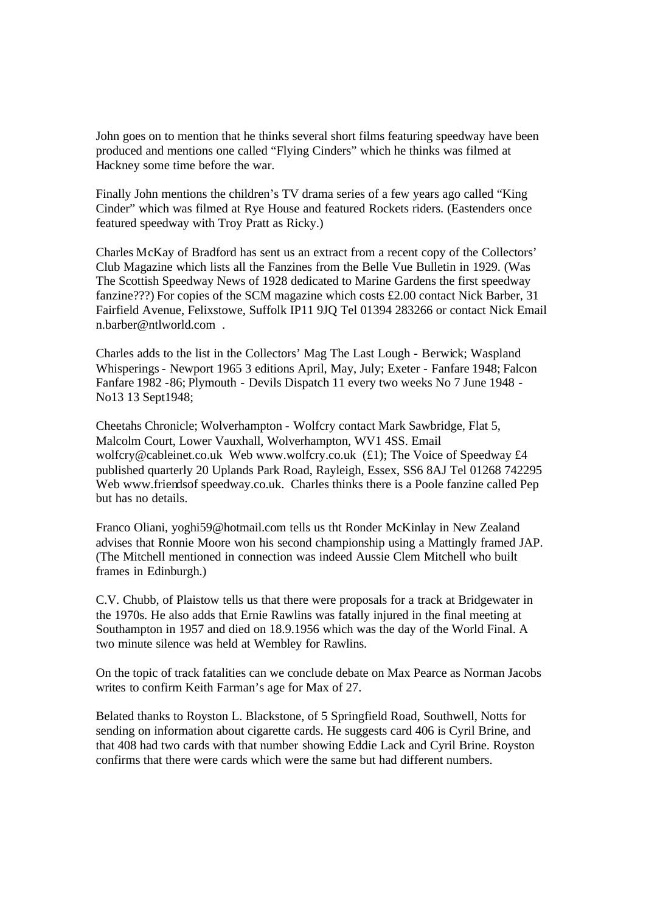John goes on to mention that he thinks several short films featuring speedway have been produced and mentions one called "Flying Cinders" which he thinks was filmed at Hackney some time before the war.

Finally John mentions the children's TV drama series of a few years ago called "King Cinder" which was filmed at Rye House and featured Rockets riders. (Eastenders once featured speedway with Troy Pratt as Ricky.)

Charles McKay of Bradford has sent us an extract from a recent copy of the Collectors' Club Magazine which lists all the Fanzines from the Belle Vue Bulletin in 1929. (Was The Scottish Speedway News of 1928 dedicated to Marine Gardens the first speedway fanzine???) For copies of the SCM magazine which costs £2.00 contact Nick Barber, 31 Fairfield Avenue, Felixstowe, Suffolk IP11 9JQ Tel 01394 283266 or contact Nick Email n.barber@ntlworld.com .

Charles adds to the list in the Collectors' Mag The Last Lough - Berwick; Waspland Whisperings - Newport 1965 3 editions April, May, July; Exeter - Fanfare 1948; Falcon Fanfare 1982 -86; Plymouth - Devils Dispatch 11 every two weeks No 7 June 1948 - No13 13 Sept1948;

Cheetahs Chronicle; Wolverhampton - Wolfcry contact Mark Sawbridge, Flat 5, Malcolm Court, Lower Vauxhall, Wolverhampton, WV1 4SS. Email wolfcry@cableinet.co.uk Web www.wolfcry.co.uk (£1); The Voice of Speedway £4 published quarterly 20 Uplands Park Road, Rayleigh, Essex, SS6 8AJ Tel 01268 742295 Web www.friendsof speedway.co.uk. Charles thinks there is a Poole fanzine called Pep but has no details.

Franco Oliani, yoghi59@hotmail.com tells us tht Ronder McKinlay in New Zealand advises that Ronnie Moore won his second championship using a Mattingly framed JAP. (The Mitchell mentioned in connection was indeed Aussie Clem Mitchell who built frames in Edinburgh.)

C.V. Chubb, of Plaistow tells us that there were proposals for a track at Bridgewater in the 1970s. He also adds that Ernie Rawlins was fatally injured in the final meeting at Southampton in 1957 and died on 18.9.1956 which was the day of the World Final. A two minute silence was held at Wembley for Rawlins.

On the topic of track fatalities can we conclude debate on Max Pearce as Norman Jacobs writes to confirm Keith Farman's age for Max of 27.

Belated thanks to Royston L. Blackstone, of 5 Springfield Road, Southwell, Notts for sending on information about cigarette cards. He suggests card 406 is Cyril Brine, and that 408 had two cards with that number showing Eddie Lack and Cyril Brine. Royston confirms that there were cards which were the same but had different numbers.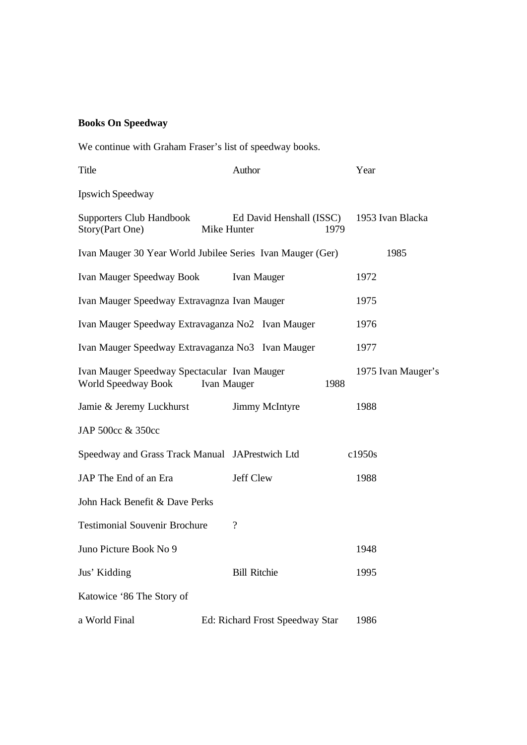**Books On Speedway**

We continue with Graham Fraser's list of speedway books.

| Title | Author | Year |
|---|---|---|
| Ipswich Speedway | | |
| Supporters Club Handbook | Ed David Henshall (ISSC) | 1953 |
| Ivan Blacka Story(Part One) | Mike Hunter | 1979 |
| Ivan Mauger 30 Year World Jubilee Series | Ivan Mauger (Ger) | 1985 |
| Ivan Mauger Speedway Book | Ivan Mauger | 1972 |
| Ivan Mauger Speedway Extravagnza | Ivan Mauger | 1975 |
| Ivan Mauger Speedway Extravaganza No2 | Ivan Mauger | 1976 |
| Ivan Mauger Speedway Extravaganza No3 | Ivan Mauger | 1977 |
| Ivan Mauger Speedway Spectacular | Ivan Mauger | 1975 |
| Ivan Mauger's World Speedway Book | Ivan Mauger | 1988 |
| Jamie & Jeremy Luckhurst | Jimmy McIntyre | 1988 |
| JAP 500cc & 350cc | | |
| Speedway and Grass Track Manual | JAPrestwich Ltd | c1950s |
| JAP The End of an Era | Jeff Clew | 1988 |
| John Hack Benefit & Dave Perks | | |
| Testimonial Souvenir Brochure | ? | |
| Juno Picture Book No 9 | | 1948 |
| Jus' Kidding | Bill Ritchie | 1995 |
| Katowice '86 The Story of | | |
| a World Final | Ed: Richard Frost Speedway Star | 1986 |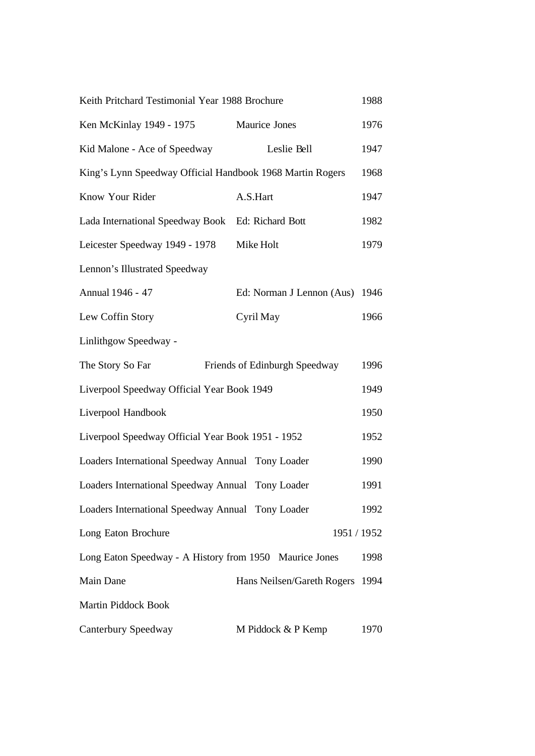| | | |
|---|---|---|
| Keith Pritchard Testimonial Year 1988 Brochure | | 1988 |
| Ken McKinlay 1949 - 1975 | Maurice Jones | 1976 |
| Kid Malone - Ace of Speedway | Leslie Bell | 1947 |
| King's Lynn Speedway Official Handbook 1968 | Martin Rogers | 1968 |
| Know Your Rider | A.S.Hart | 1947 |
| Lada International Speedway Book | Ed: Richard Bott | 1982 |
| Leicester Speedway 1949 - 1978 | Mike Holt | 1979 |
| Lennon's Illustrated Speedway Annual 1946 - 47 | Ed: Norman J Lennon (Aus) | 1946 |
| Lew Coffin Story | Cyril May | 1966 |
| Linlithgow Speedway - The Story So Far | Friends of Edinburgh Speedway | 1996 |
| Liverpool Speedway Official Year Book 1949 | | 1949 |
| Liverpool Handbook | | 1950 |
| Liverpool Speedway Official Year Book 1951 - 1952 | | 1952 |
| Loaders International Speedway Annual | Tony Loader | 1990 |
| Loaders International Speedway Annual | Tony Loader | 1991 |
| Loaders International Speedway Annual | Tony Loader | 1992 |
| Long Eaton Brochure | | 1951 / 1952 |
| Long Eaton Speedway - A History from 1950 | Maurice Jones | 1998 |
| Main Dane | Hans Neilsen/Gareth Rogers | 1994 |
| Martin Piddock Book Canterbury Speedway | M Piddock & P Kemp | 1970 |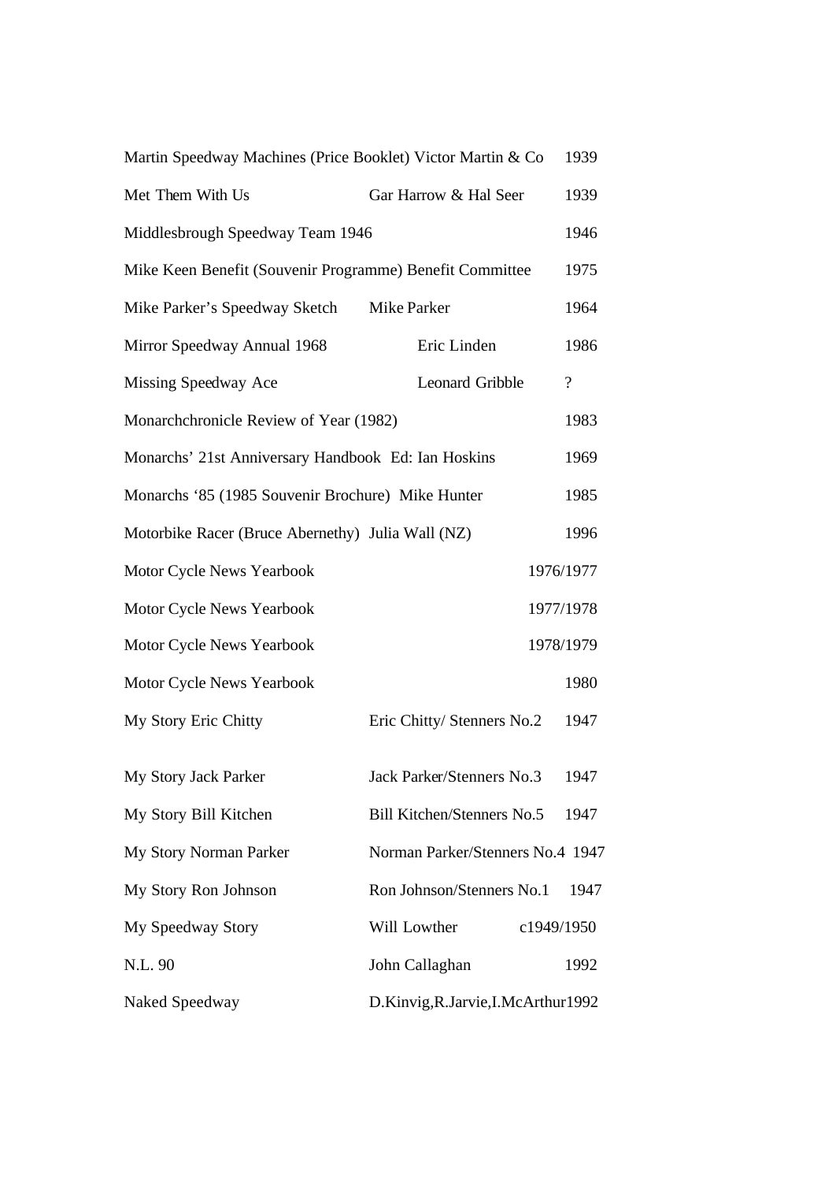| | | |
|---|---|---|
| Martin Speedway Machines (Price Booklet) | Victor Martin & Co | 1939 |
| Met Them With Us | Gar Harrow & Hal Seer | 1939 |
| Middlesbrough Speedway Team 1946 | | 1946 |
| Mike Keen Benefit (Souvenir Programme) | Benefit Committee | 1975 |
| Mike Parker's Speedway Sketch | Mike Parker | 1964 |
| Mirror Speedway Annual 1968 | Eric Linden | 1986 |
| Missing Speedway Ace | Leonard Gribble | ? |
| Monarchchronicle Review of Year (1982) | | 1983 |
| Monarchs' 21st Anniversary Handbook | Ed: Ian Hoskins | 1969 |
| Monarchs '85 (1985 Souvenir Brochure) | Mike Hunter | 1985 |
| Motorbike Racer (Bruce Abernethy) | Julia Wall (NZ) | 1996 |
| Motor Cycle News Yearbook | | 1976/1977 |
| Motor Cycle News Yearbook | | 1977/1978 |
| Motor Cycle News Yearbook | | 1978/1979 |
| Motor Cycle News Yearbook | | 1980 |
| My Story Eric Chitty | Eric Chitty/ Stenners No.2 | 1947 |
| My Story Jack Parker | Jack Parker/Stenners No.3 | 1947 |
| My Story Bill Kitchen | Bill Kitchen/Stenners No.5 | 1947 |
| My Story Norman Parker | Norman Parker/Stenners No.4 | 1947 |
| My Story Ron Johnson | Ron Johnson/Stenners No.1 | 1947 |
| My Speedway Story | Will Lowther | c1949/1950 |
| N.L. 90 | John Callaghan | 1992 |
| Naked Speedway | D.Kinvig,R.Jarvie,I.McArthur | 1992 |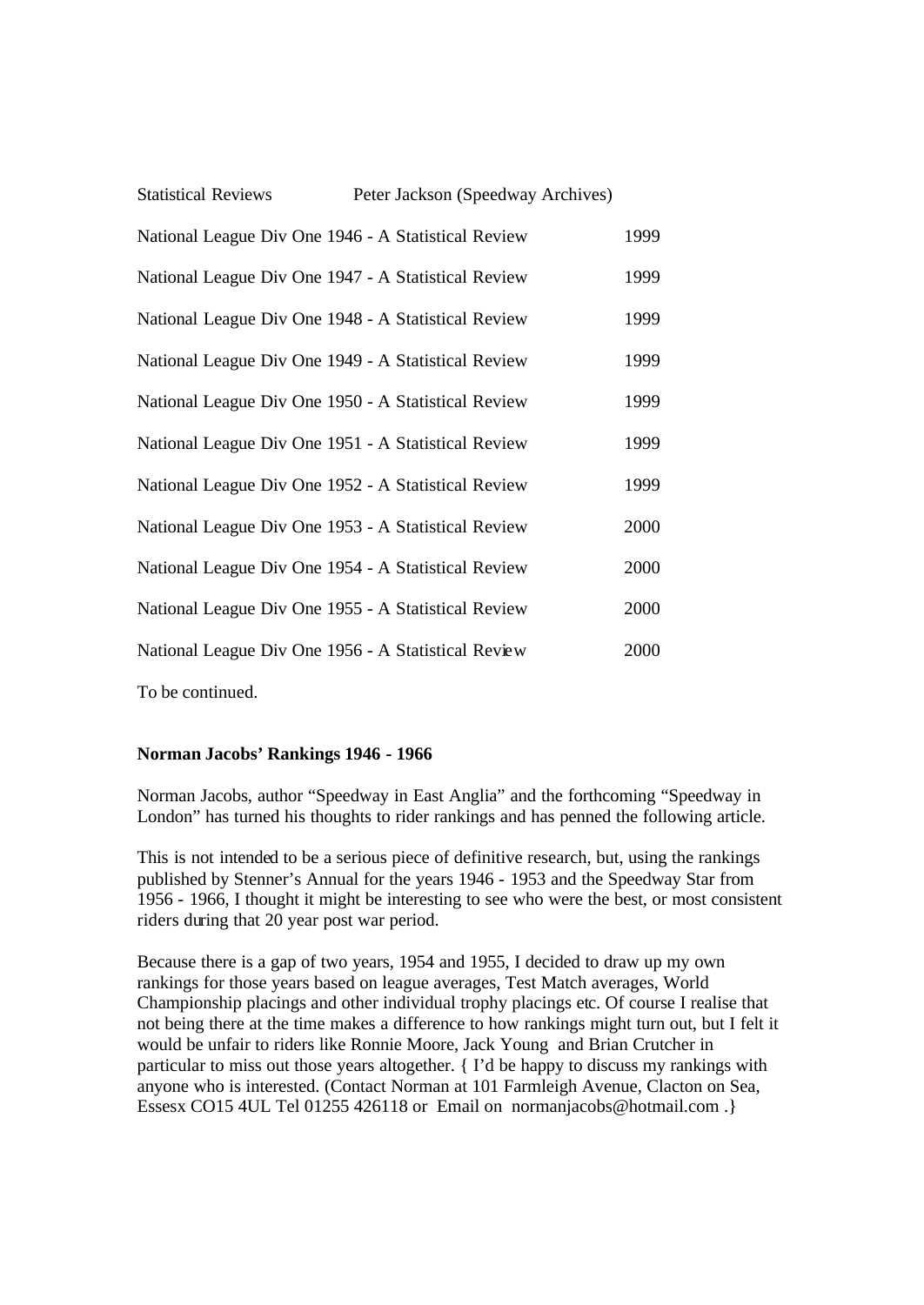| Statistical Reviews | Peter Jackson (Speedway Archives) |
|---|---|
| National League Div One 1946 - A Statistical Review | 1999 |
| National League Div One 1947 - A Statistical Review | 1999 |
| National League Div One 1948 - A Statistical Review | 1999 |
| National League Div One 1949 - A Statistical Review | 1999 |
| National League Div One 1950 - A Statistical Review | 1999 |
| National League Div One 1951 - A Statistical Review | 1999 |
| National League Div One 1952 - A Statistical Review | 1999 |
| National League Div One 1953 - A Statistical Review | 2000 |
| National League Div One 1954 - A Statistical Review | 2000 |
| National League Div One 1955 - A Statistical Review | 2000 |
| National League Div One 1956 - A Statistical Review | 2000 |

To be continued.

**Norman Jacobs' Rankings 1946 - 1966**

Norman Jacobs, author "Speedway in East Anglia" and the forthcoming "Speedway in London" has turned his thoughts to rider rankings and has penned the following article.

This is not intended to be a serious piece of definitive research, but, using the rankings published by Stenner's Annual for the years 1946 - 1953 and the Speedway Star from 1956 - 1966, I thought it might be interesting to see who were the best, or most consistent riders during that 20 year post war period.

Because there is a gap of two years, 1954 and 1955, I decided to draw up my own rankings for those years based on league averages, Test Match averages, World Championship placings and other individual trophy placings etc. Of course I realise that not being there at the time makes a difference to how rankings might turn out, but I felt it would be unfair to riders like Ronnie Moore, Jack Young and Brian Crutcher in particular to miss out those years altogether. { I'd be happy to discuss my rankings with anyone who is interested. (Contact Norman at 101 Farmleigh Avenue, Clacton on Sea, Essesx CO15 4UL Tel 01255 426118 or Email on normanjacobs@hotmail.com .}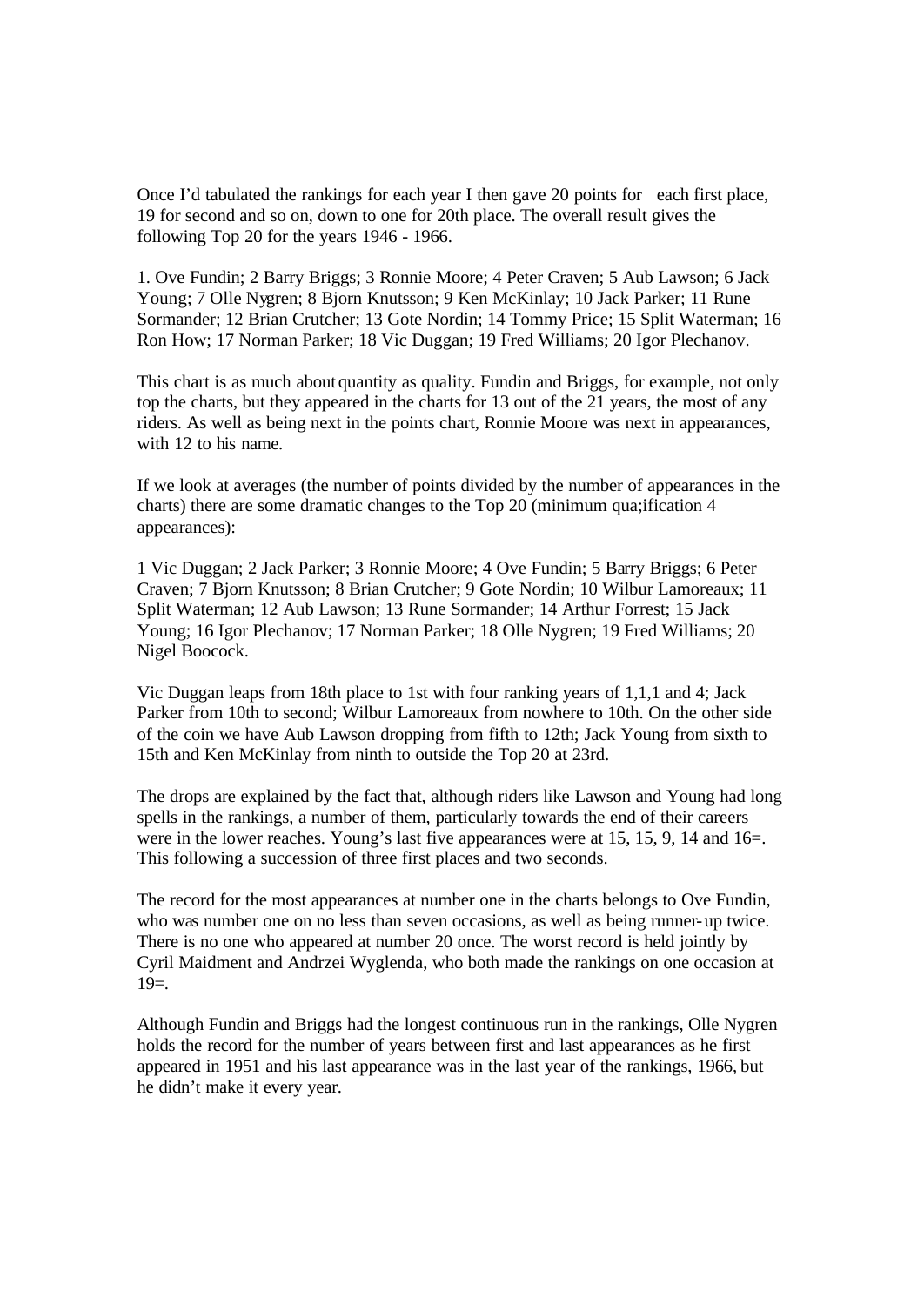Once I'd tabulated the rankings for each year I then gave 20 points for each first place, 19 for second and so on, down to one for 20th place. The overall result gives the following Top 20 for the years 1946 - 1966.

1. Ove Fundin; 2 Barry Briggs; 3 Ronnie Moore; 4 Peter Craven; 5 Aub Lawson; 6 Jack Young; 7 Olle Nygren; 8 Bjorn Knutsson; 9 Ken McKinlay; 10 Jack Parker; 11 Rune Sormander; 12 Brian Crutcher; 13 Gote Nordin; 14 Tommy Price; 15 Split Waterman; 16 Ron How; 17 Norman Parker; 18 Vic Duggan; 19 Fred Williams; 20 Igor Plechanov.

This chart is as much about quantity as quality. Fundin and Briggs, for example, not only top the charts, but they appeared in the charts for 13 out of the 21 years, the most of any riders. As well as being next in the points chart, Ronnie Moore was next in appearances, with 12 to his name.

If we look at averages (the number of points divided by the number of appearances in the charts) there are some dramatic changes to the Top 20 (minimum qua;ification 4 appearances):

1 Vic Duggan; 2 Jack Parker; 3 Ronnie Moore; 4 Ove Fundin; 5 Barry Briggs; 6 Peter Craven; 7 Bjorn Knutsson; 8 Brian Crutcher; 9 Gote Nordin; 10 Wilbur Lamoreaux; 11 Split Waterman; 12 Aub Lawson; 13 Rune Sormander; 14 Arthur Forrest; 15 Jack Young; 16 Igor Plechanov; 17 Norman Parker; 18 Olle Nygren; 19 Fred Williams; 20 Nigel Boocock.

Vic Duggan leaps from 18th place to 1st with four ranking years of 1,1,1 and 4; Jack Parker from 10th to second; Wilbur Lamoreaux from nowhere to 10th. On the other side of the coin we have Aub Lawson dropping from fifth to 12th; Jack Young from sixth to 15th and Ken McKinlay from ninth to outside the Top 20 at 23rd.

The drops are explained by the fact that, although riders like Lawson and Young had long spells in the rankings, a number of them, particularly towards the end of their careers were in the lower reaches. Young's last five appearances were at 15, 15, 9, 14 and 16=. This following a succession of three first places and two seconds.

The record for the most appearances at number one in the charts belongs to Ove Fundin, who was number one on no less than seven occasions, as well as being runner-up twice. There is no one who appeared at number 20 once. The worst record is held jointly by Cyril Maidment and Andrzei Wyglenda, who both made the rankings on one occasion at 19=.

Although Fundin and Briggs had the longest continuous run in the rankings, Olle Nygren holds the record for the number of years between first and last appearances as he first appeared in 1951 and his last appearance was in the last year of the rankings, 1966, but he didn't make it every year.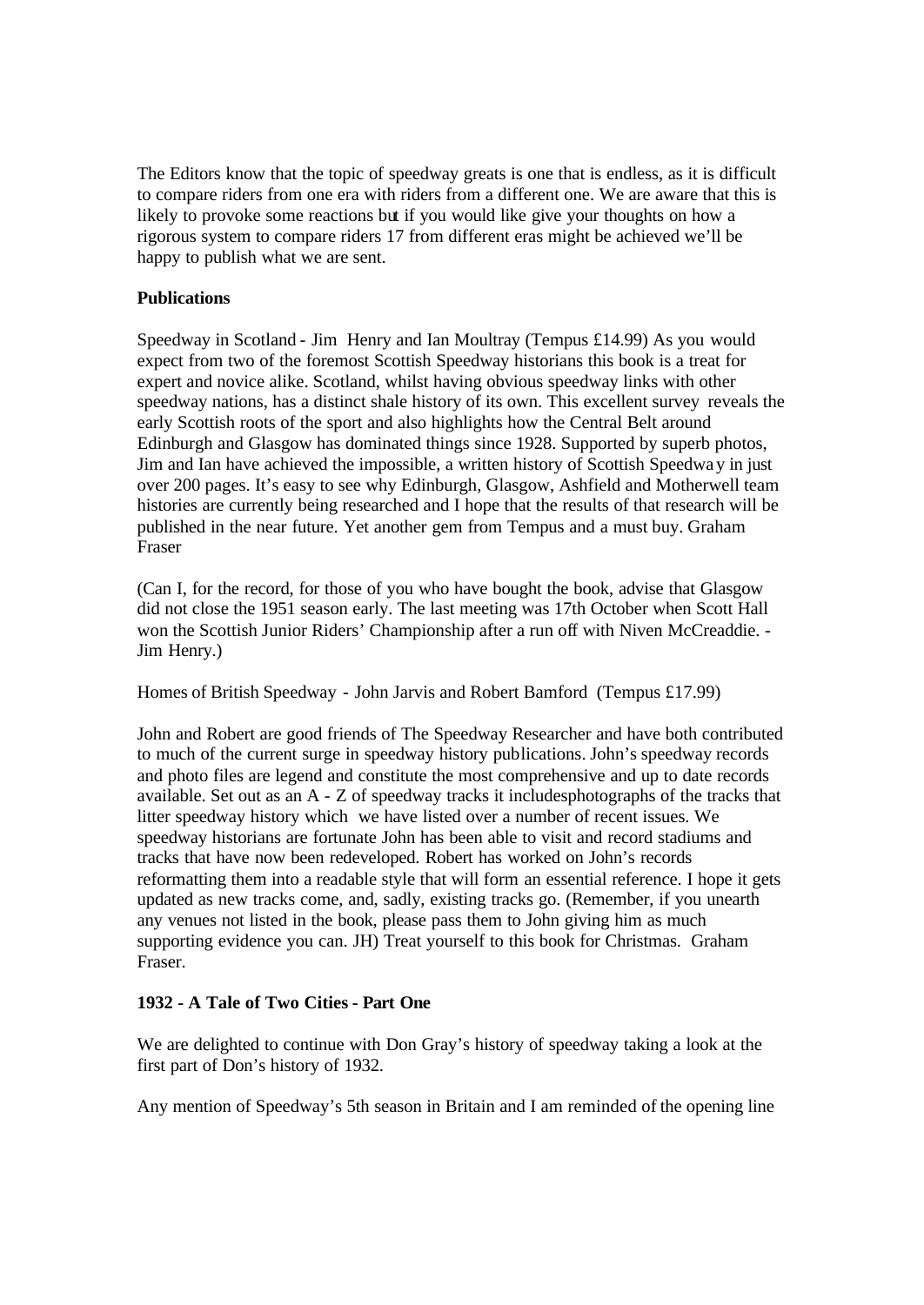The Editors know that the topic of speedway greats is one that is endless, as it is difficult to compare riders from one era with riders from a different one. We are aware that this is likely to provoke some reactions but if you would like give your thoughts on how a rigorous system to compare riders from different eras might be achieved we'll be happy to publish what we are sent.

**Publications**

Speedway in Scotland - Jim Henry and Ian Moultray (Tempus £14.99) As you would expect from two of the foremost Scottish Speedway historians this book is a treat for expert and novice alike. Scotland, whilst having obvious speedway links with other speedway nations, has a distinct shale history of its own. This excellent survey reveals the early Scottish roots of the sport and also highlights how the Central Belt around Edinburgh and Glasgow has dominated things since 1928. Supported by superb photos, Jim and Ian have achieved the impossible, a written history of Scottish Speedway in just over 200 pages. It's easy to see why Edinburgh, Glasgow, Ashfield and Motherwell team histories are currently being researched and I hope that the results of that research will be published in the near future. Yet another gem from Tempus and a must buy. Graham Fraser

(Can I, for the record, for those of you who have bought the book, advise that Glasgow did not close the 1951 season early. The last meeting was 17th October when Scott Hall won the Scottish Junior Riders' Championship after a run off with Niven McCreaddie. - Jim Henry.)

Homes of British Speedway - John Jarvis and Robert Bamford (Tempus £17.99)

John and Robert are good friends of The Speedway Researcher and have both contributed to much of the current surge in speedway history publications. John's speedway records and photo files are legend and constitute the most comprehensive and up to date records available. Set out as an A - Z of speedway tracks it includesphotographs of the tracks that litter speedway history which we have listed over a number of recent issues. We speedway historians are fortunate John has been able to visit and record stadiums and tracks that have now been redeveloped. Robert has worked on John's records reformatting them into a readable style that will form an essential reference. I hope it gets updated as new tracks come, and, sadly, existing tracks go. (Remember, if you unearth any venues not listed in the book, please pass them to John giving him as much supporting evidence you can. JH) Treat yourself to this book for Christmas. Graham Fraser.

**1932 - A Tale of Two Cities - Part One**

We are delighted to continue with Don Gray's history of speedway taking a look at the first part of Don's history of 1932.

Any mention of Speedway's 5th season in Britain and I am reminded of the opening line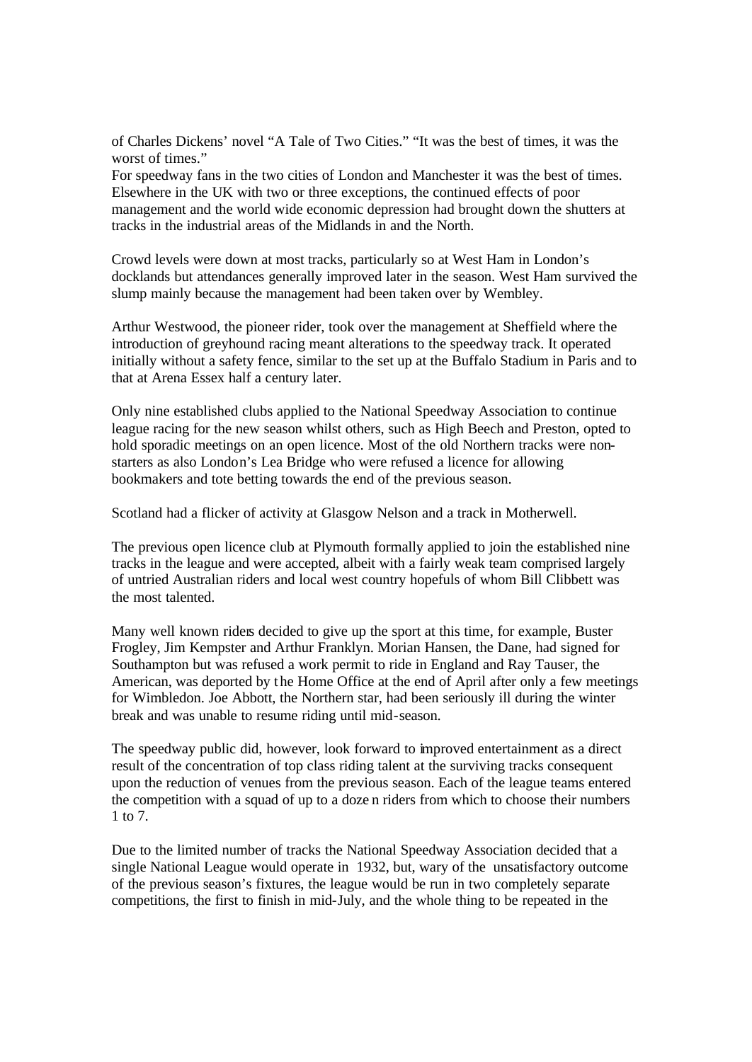of Charles Dickens' novel "A Tale of Two Cities." "It was the best of times, it was the worst of times."

For speedway fans in the two cities of London and Manchester it was the best of times. Elsewhere in the UK with two or three exceptions, the continued effects of poor management and the world wide economic depression had brought down the shutters at tracks in the industrial areas of the Midlands in and the North.

Crowd levels were down at most tracks, particularly so at West Ham in London's docklands but attendances generally improved later in the season. West Ham survived the slump mainly because the management had been taken over by Wembley.

Arthur Westwood, the pioneer rider, took over the management at Sheffield where the introduction of greyhound racing meant alterations to the speedway track. It operated initially without a safety fence, similar to the set up at the Buffalo Stadium in Paris and to that at Arena Essex half a century later.

Only nine established clubs applied to the National Speedway Association to continue league racing for the new season whilst others, such as High Beech and Preston, opted to hold sporadic meetings on an open licence. Most of the old Northern tracks were non-starters as also London's Lea Bridge who were refused a licence for allowing bookmakers and tote betting towards the end of the previous season.

Scotland had a flicker of activity at Glasgow Nelson and a track in Motherwell.

The previous open licence club at Plymouth formally applied to join the established nine tracks in the league and were accepted, albeit with a fairly weak team comprised largely of untried Australian riders and local west country hopefuls of whom Bill Clibbett was the most talented.

Many well known riders decided to give up the sport at this time, for example, Buster Frogley, Jim Kempster and Arthur Franklyn. Morian Hansen, the Dane, had signed for Southampton but was refused a work permit to ride in England and Ray Tauser, the American, was deported by the Home Office at the end of April after only a few meetings for Wimbledon. Joe Abbott, the Northern star, had been seriously ill during the winter break and was unable to resume riding until mid-season.

The speedway public did, however, look forward to improved entertainment as a direct result of the concentration of top class riding talent at the surviving tracks consequent upon the reduction of venues from the previous season. Each of the league teams entered the competition with a squad of up to a dozen riders from which to choose their numbers 1 to 7.

Due to the limited number of tracks the National Speedway Association decided that a single National League would operate in 1932, but, wary of the unsatisfactory outcome of the previous season's fixtures, the league would be run in two completely separate competitions, the first to finish in mid-July, and the whole thing to be repeated in the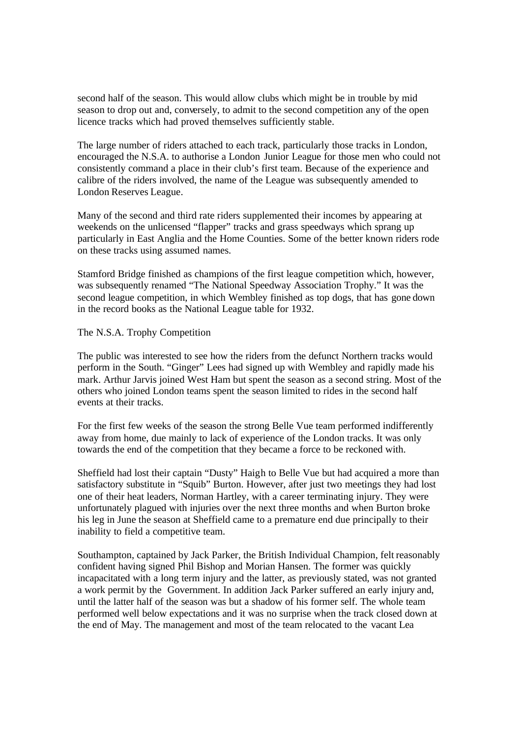second half of the season. This would allow clubs which might be in trouble by mid season to drop out and, conversely, to admit to the second competition any of the open licence tracks which had proved themselves sufficiently stable.

The large number of riders attached to each track, particularly those tracks in London, encouraged the N.S.A. to authorise a London Junior League for those men who could not consistently command a place in their club's first team. Because of the experience and calibre of the riders involved, the name of the League was subsequently amended to London Reserves League.

Many of the second and third rate riders supplemented their incomes by appearing at weekends on the unlicensed "flapper" tracks and grass speedways which sprang up particularly in East Anglia and the Home Counties. Some of the better known riders rode on these tracks using assumed names.

Stamford Bridge finished as champions of the first league competition which, however, was subsequently renamed "The National Speedway Association Trophy." It was the second league competition, in which Wembley finished as top dogs, that has gone down in the record books as the National League table for 1932.

## The N.S.A. Trophy Competition

The public was interested to see how the riders from the defunct Northern tracks would perform in the South. "Ginger" Lees had signed up with Wembley and rapidly made his mark. Arthur Jarvis joined West Ham but spent the season as a second string. Most of the others who joined London teams spent the season limited to rides in the second half events at their tracks.

For the first few weeks of the season the strong Belle Vue team performed indifferently away from home, due mainly to lack of experience of the London tracks. It was only towards the end of the competition that they became a force to be reckoned with.

Sheffield had lost their captain "Dusty" Haigh to Belle Vue but had acquired a more than satisfactory substitute in "Squib" Burton. However, after just two meetings they had lost one of their heat leaders, Norman Hartley, with a career terminating injury. They were unfortunately plagued with injuries over the next three months and when Burton broke his leg in June the season at Sheffield came to a premature end due principally to their inability to field a competitive team.

Southampton, captained by Jack Parker, the British Individual Champion, felt reasonably confident having signed Phil Bishop and Morian Hansen. The former was quickly incapacitated with a long term injury and the latter, as previously stated, was not granted a work permit by the Government. In addition Jack Parker suffered an early injury and, until the latter half of the season was but a shadow of his former self. The whole team performed well below expectations and it was no surprise when the track closed down at the end of May. The management and most of the team relocated to the vacant Lea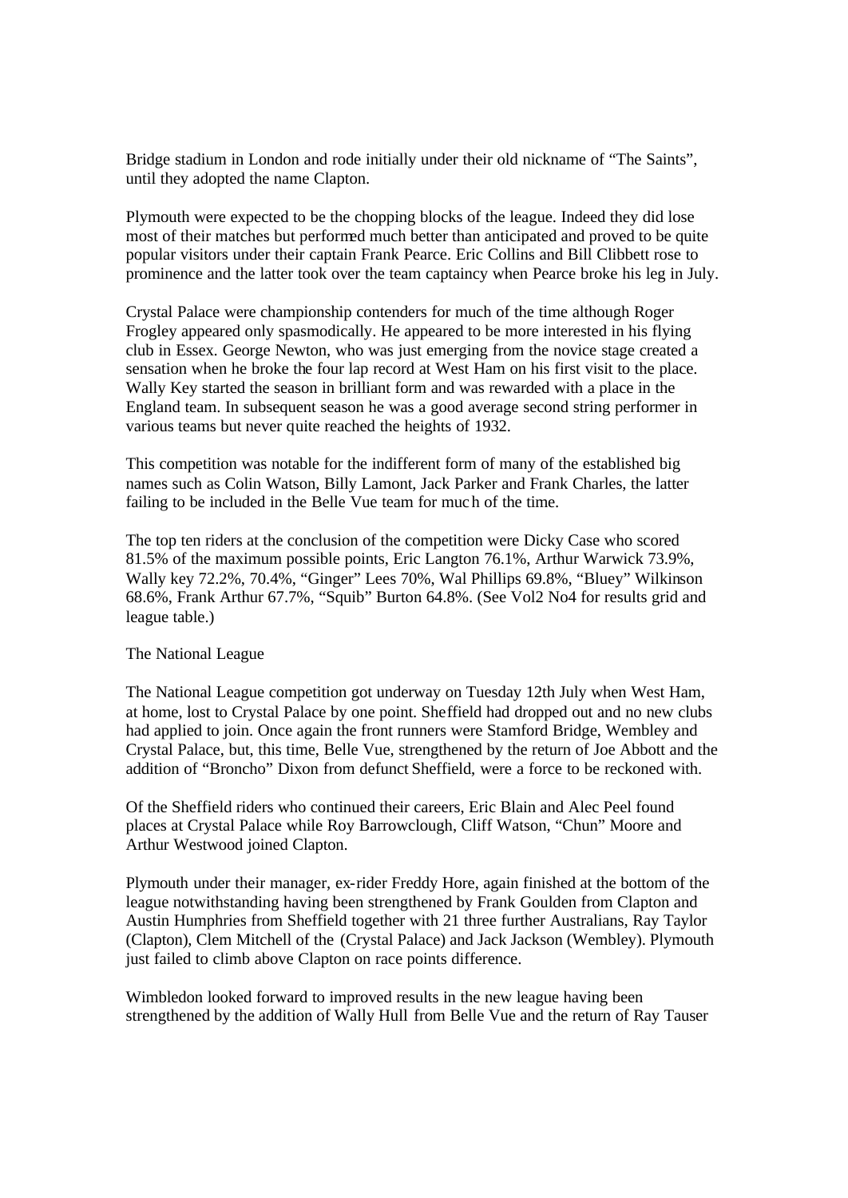Bridge stadium in London and rode initially under their old nickname of "The Saints", until they adopted the name Clapton.

Plymouth were expected to be the chopping blocks of the league. Indeed they did lose most of their matches but performed much better than anticipated and proved to be quite popular visitors under their captain Frank Pearce. Eric Collins and Bill Clibbett rose to prominence and the latter took over the team captaincy when Pearce broke his leg in July.

Crystal Palace were championship contenders for much of the time although Roger Frogley appeared only spasmodically. He appeared to be more interested in his flying club in Essex. George Newton, who was just emerging from the novice stage created a sensation when he broke the four lap record at West Ham on his first visit to the place. Wally Key started the season in brilliant form and was rewarded with a place in the England team. In subsequent season he was a good average second string performer in various teams but never quite reached the heights of 1932.

This competition was notable for the indifferent form of many of the established big names such as Colin Watson, Billy Lamont, Jack Parker and Frank Charles, the latter failing to be included in the Belle Vue team for much of the time.

The top ten riders at the conclusion of the competition were Dicky Case who scored 81.5% of the maximum possible points, Eric Langton 76.1%, Arthur Warwick 73.9%, Wally key 72.2%, 70.4%, "Ginger" Lees 70%, Wal Phillips 69.8%, "Bluey" Wilkinson 68.6%, Frank Arthur 67.7%, "Squib" Burton 64.8%. (See Vol2 No4 for results grid and league table.)

The National League

The National League competition got underway on Tuesday 12th July when West Ham, at home, lost to Crystal Palace by one point. Sheffield had dropped out and no new clubs had applied to join. Once again the front runners were Stamford Bridge, Wembley and Crystal Palace, but, this time, Belle Vue, strengthened by the return of Joe Abbott and the addition of "Broncho" Dixon from defunct Sheffield, were a force to be reckoned with.

Of the Sheffield riders who continued their careers, Eric Blain and Alec Peel found places at Crystal Palace while Roy Barrowclough, Cliff Watson, "Chun" Moore and Arthur Westwood joined Clapton.

Plymouth under their manager, ex-rider Freddy Hore, again finished at the bottom of the league notwithstanding having been strengthened by Frank Goulden from Clapton and Austin Humphries from Sheffield together with 21 three further Australians, Ray Taylor (Clapton), Clem Mitchell of the (Crystal Palace) and Jack Jackson (Wembley). Plymouth just failed to climb above Clapton on race points difference.

Wimbledon looked forward to improved results in the new league having been strengthened by the addition of Wally Hull from Belle Vue and the return of Ray Tauser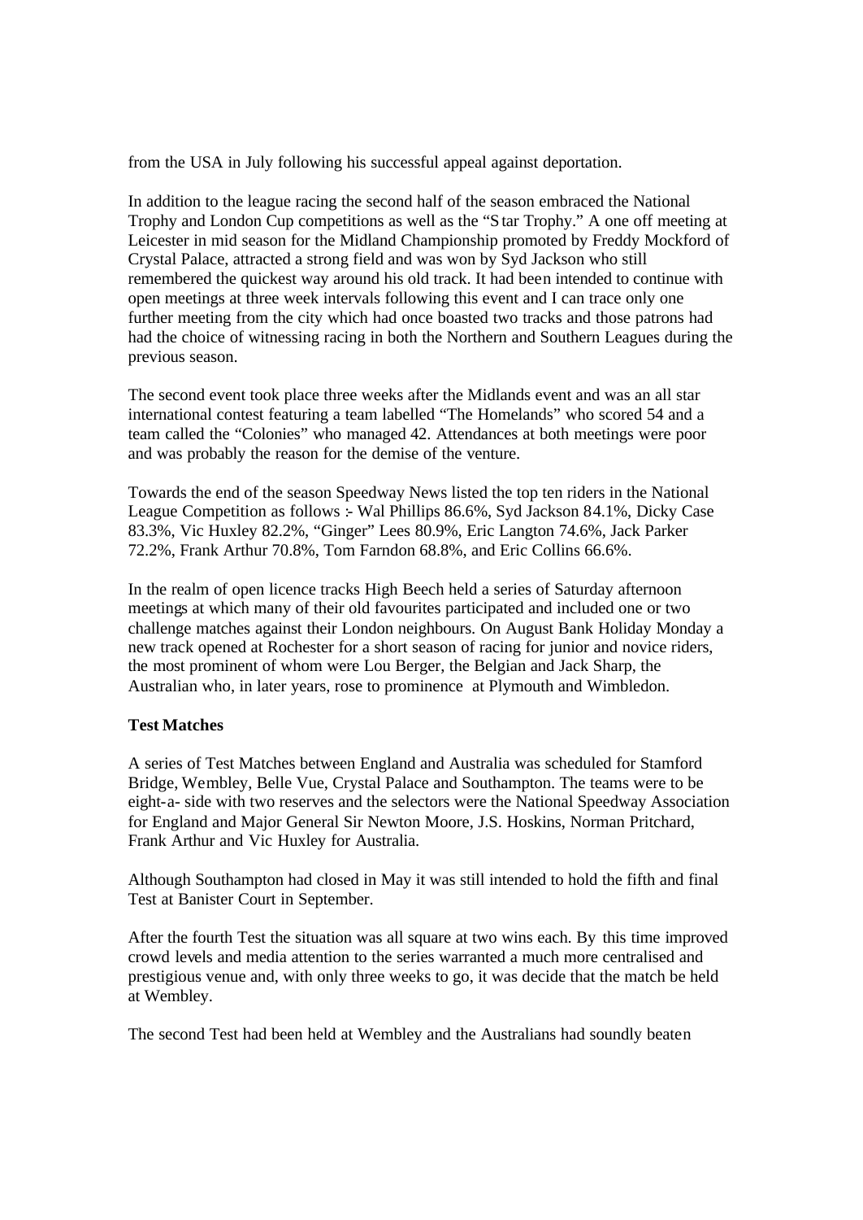from the USA in July following his successful appeal against deportation.

In addition to the league racing the second half of the season embraced the National Trophy and London Cup competitions as well as the "Star Trophy." A one off meeting at Leicester in mid season for the Midland Championship promoted by Freddy Mockford of Crystal Palace, attracted a strong field and was won by Syd Jackson who still remembered the quickest way around his old track. It had been intended to continue with open meetings at three week intervals following this event and I can trace only one further meeting from the city which had once boasted two tracks and those patrons had had the choice of witnessing racing in both the Northern and Southern Leagues during the previous season.

The second event took place three weeks after the Midlands event and was an all star international contest featuring a team labelled "The Homelands" who scored 54 and a team called the "Colonies" who managed 42. Attendances at both meetings were poor and was probably the reason for the demise of the venture.

Towards the end of the season Speedway News listed the top ten riders in the National League Competition as follows :- Wal Phillips 86.6%, Syd Jackson 84.1%, Dicky Case 83.3%, Vic Huxley 82.2%, "Ginger" Lees 80.9%, Eric Langton 74.6%, Jack Parker 72.2%, Frank Arthur 70.8%, Tom Farndon 68.8%, and Eric Collins 66.6%.

In the realm of open licence tracks High Beech held a series of Saturday afternoon meetings at which many of their old favourites participated and included one or two challenge matches against their London neighbours. On August Bank Holiday Monday a new track opened at Rochester for a short season of racing for junior and novice riders, the most prominent of whom were Lou Berger, the Belgian and Jack Sharp, the Australian who, in later years, rose to prominence at Plymouth and Wimbledon.

**Test Matches**

A series of Test Matches between England and Australia was scheduled for Stamford Bridge, Wembley, Belle Vue, Crystal Palace and Southampton. The teams were to be eight-a- side with two reserves and the selectors were the National Speedway Association for England and Major General Sir Newton Moore, J.S. Hoskins, Norman Pritchard, Frank Arthur and Vic Huxley for Australia.

Although Southampton had closed in May it was still intended to hold the fifth and final Test at Banister Court in September.

After the fourth Test the situation was all square at two wins each. By this time improved crowd levels and media attention to the series warranted a much more centralised and prestigious venue and, with only three weeks to go, it was decide that the match be held at Wembley.

The second Test had been held at Wembley and the Australians had soundly beaten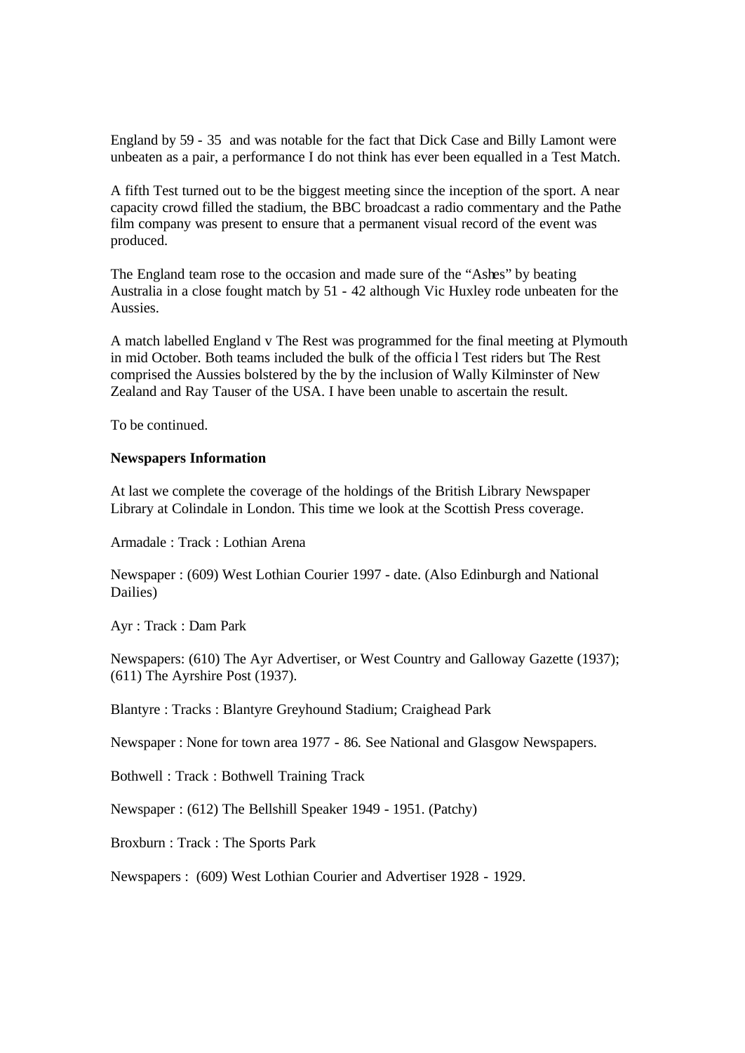England by 59 - 35 and was notable for the fact that Dick Case and Billy Lamont were unbeaten as a pair, a performance I do not think has ever been equalled in a Test Match.

A fifth Test turned out to be the biggest meeting since the inception of the sport. A near capacity crowd filled the stadium, the BBC broadcast a radio commentary and the Pathe film company was present to ensure that a permanent visual record of the event was produced.

The England team rose to the occasion and made sure of the "Ashes" by beating Australia in a close fought match by 51 - 42 although Vic Huxley rode unbeaten for the Aussies.

A match labelled England v The Rest was programmed for the final meeting at Plymouth in mid October. Both teams included the bulk of the official Test riders but The Rest comprised the Aussies bolstered by the by the inclusion of Wally Kilminster of New Zealand and Ray Tauser of the USA. I have been unable to ascertain the result.

To be continued.

**Newspapers Information**

At last we complete the coverage of the holdings of the British Library Newspaper Library at Colindale in London. This time we look at the Scottish Press coverage.

Armadale : Track : Lothian Arena

Newspaper : (609) West Lothian Courier 1997 - date. (Also Edinburgh and National Dailies)

Ayr : Track : Dam Park

Newspapers: (610) The Ayr Advertiser, or West Country and Galloway Gazette (1937); (611) The Ayrshire Post (1937).

Blantyre : Tracks : Blantyre Greyhound Stadium; Craighead Park

Newspaper : None for town area 1977 - 86. See National and Glasgow Newspapers.

Bothwell : Track : Bothwell Training Track

Newspaper : (612) The Bellshill Speaker 1949 - 1951. (Patchy)

Broxburn : Track : The Sports Park

Newspapers : (609) West Lothian Courier and Advertiser 1928 - 1929.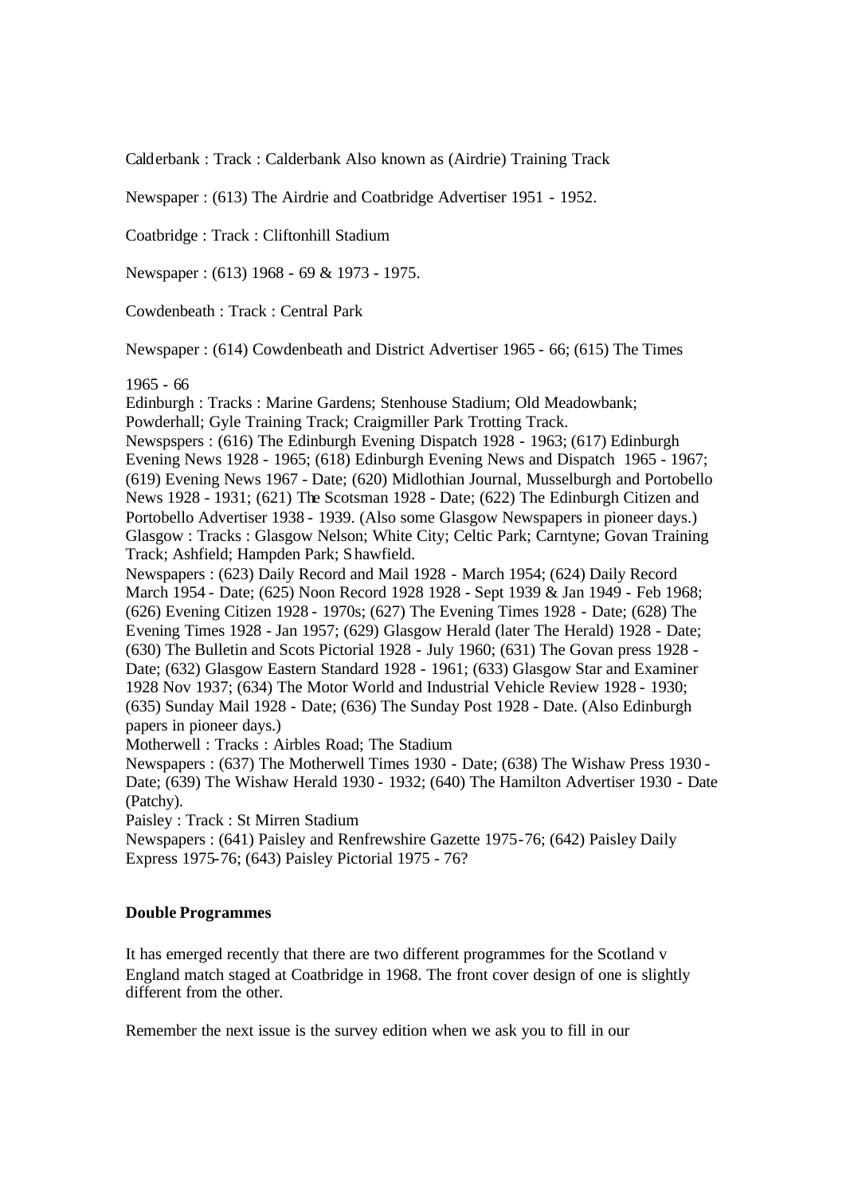Calderbank : Track : Calderbank Also known as (Airdrie) Training Track

Newspaper : (613) The Airdrie and Coatbridge Advertiser 1951 - 1952.

Coatbridge : Track : Cliftonhill Stadium

Newspaper : (613) 1968 - 69 & 1973 - 1975.

Cowdenbeath : Track : Central Park

Newspaper : (614) Cowdenbeath and District Advertiser 1965 - 66; (615) The Times 1965 - 66

Edinburgh : Tracks : Marine Gardens; Stenhouse Stadium; Old Meadowbank; Powderhall; Gyle Training Track; Craigmiller Park Trotting Track.
Newspspers : (616) The Edinburgh Evening Dispatch 1928 - 1963; (617) Edinburgh Evening News 1928 - 1965; (618) Edinburgh Evening News and Dispatch 1965 - 1967; (619) Evening News 1967 - Date; (620) Midlothian Journal, Musselburgh and Portobello News 1928 - 1931; (621) The Scotsman 1928 - Date; (622) The Edinburgh Citizen and Portobello Advertiser 1938 - 1939. (Also some Glasgow Newspapers in pioneer days.)
Glasgow : Tracks : Glasgow Nelson; White City; Celtic Park; Carntyne; Govan Training Track; Ashfield; Hampden Park; Shawfield.
Newspapers : (623) Daily Record and Mail 1928 - March 1954; (624) Daily Record March 1954 - Date; (625) Noon Record 1928 1928 - Sept 1939 & Jan 1949 - Feb 1968; (626) Evening Citizen 1928 - 1970s; (627) The Evening Times 1928 - Date; (628) The Evening Times 1928 - Jan 1957; (629) Glasgow Herald (later The Herald) 1928 - Date; (630) The Bulletin and Scots Pictorial 1928 - July 1960; (631) The Govan press 1928 - Date; (632) Glasgow Eastern Standard 1928 - 1961; (633) Glasgow Star and Examiner 1928 Nov 1937; (634) The Motor World and Industrial Vehicle Review 1928 - 1930; (635) Sunday Mail 1928 - Date; (636) The Sunday Post 1928 - Date. (Also Edinburgh papers in pioneer days.)
Motherwell : Tracks : Airbles Road; The Stadium
Newspapers : (637) The Motherwell Times 1930 - Date; (638) The Wishaw Press 1930 - Date; (639) The Wishaw Herald 1930 - 1932; (640) The Hamilton Advertiser 1930 - Date (Patchy).
Paisley : Track : St Mirren Stadium
Newspapers : (641) Paisley and Renfrewshire Gazette 1975-76; (642) Paisley Daily Express 1975-76; (643) Paisley Pictorial 1975 - 76?

**Double Programmes**

It has emerged recently that there are two different programmes for the Scotland v England match staged at Coatbridge in 1968. The front cover design of one is slightly different from the other.

Remember the next issue is the survey edition when we ask you to fill in our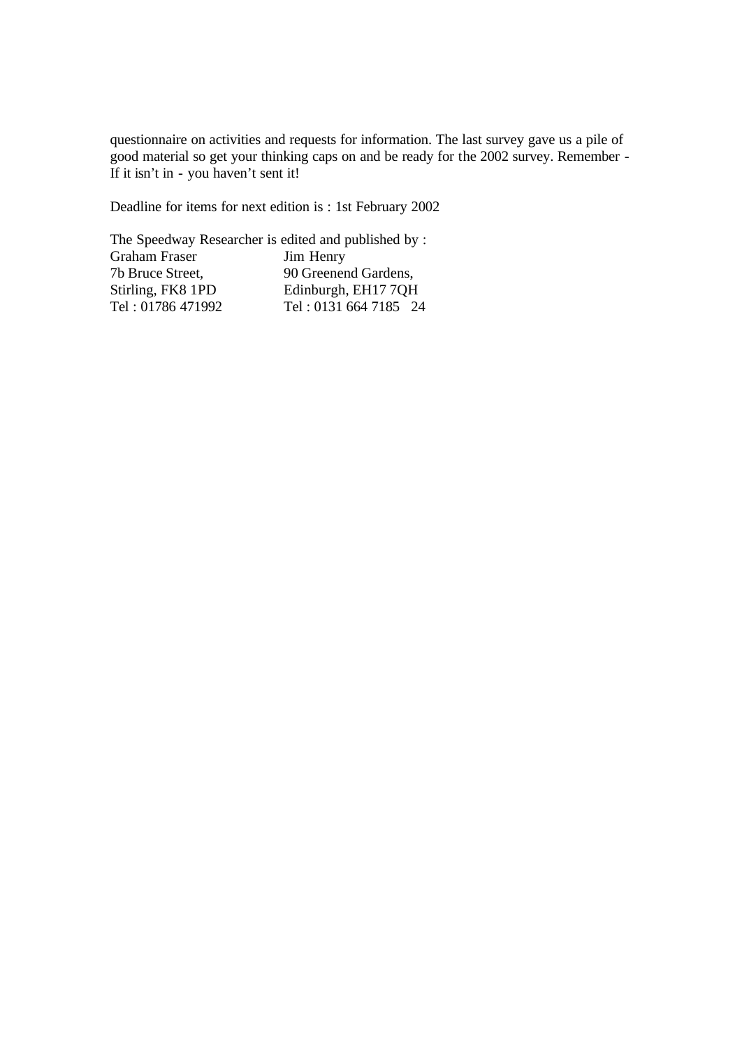questionnaire on activities and requests for information. The last survey gave us a pile of good material so get your thinking caps on and be ready for the 2002 survey. Remember - If it isn't in - you haven't sent it!

Deadline for items for next edition is : 1st February 2002

The Speedway Researcher is edited and published by :

| Graham Fraser | Jim Henry |
|---|---|
| 7b Bruce Street, | 90 Greenend Gardens, |
| Stirling, FK8 1PD | Edinburgh, EH17 7QH |
| Tel : 01786 471992 | Tel : 0131 664 7185 |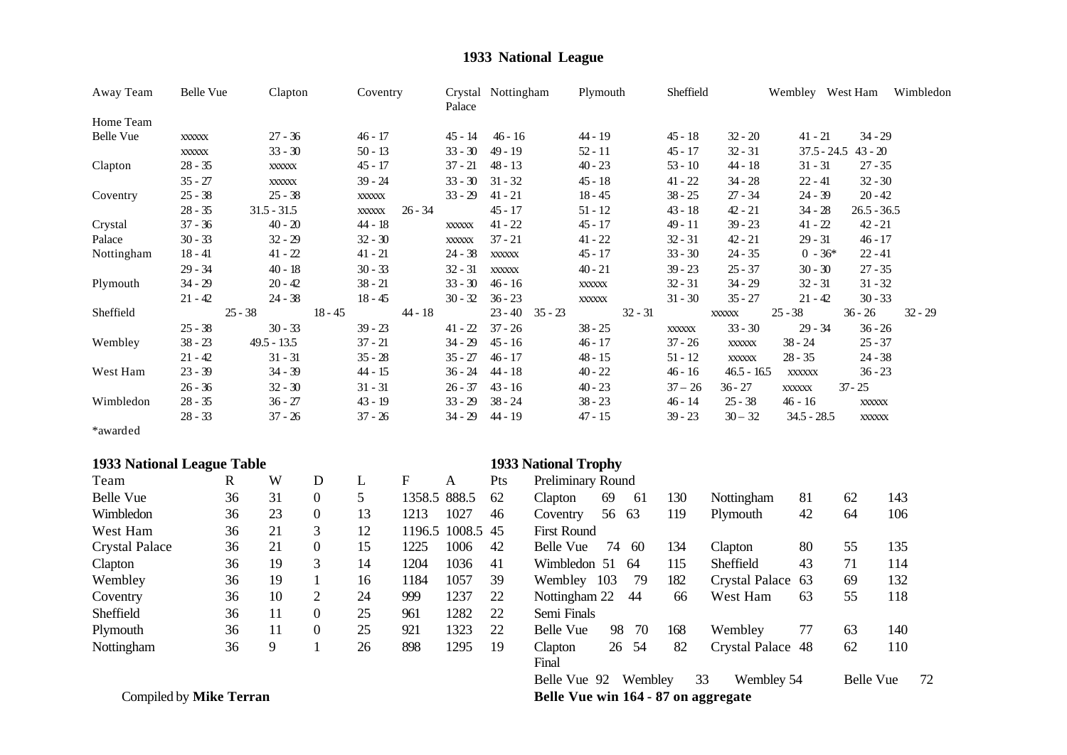# 1933 National League

| Away Team / Home Team | Belle Vue | Clapton | Coventry | Crystal Palace | Nottingham | Plymouth | Sheffield | Wembley | West Ham | Wimbledon |
|---|---|---|---|---|---|---|---|---|---|---|
| Belle Vue | xxxxx | 27 - 36 | 46 - 17 | 45 - 14 | 46 - 16 | 44 - 19 | 45 - 18 | 32 - 20 | 41 - 21 | 34 - 29 |
| | xxxxx | 33 - 30 | 50 - 13 | 33 - 30 | 49 - 19 | 52 - 11 | 45 - 17 | 32 - 31 | 37.5 - 24.5 | 43 - 20 |
| Clapton | 28 - 35 | xxxxx | 45 - 17 | 37 - 21 | 48 - 13 | 40 - 23 | 53 - 10 | 44 - 18 | 31 - 31 | 27 - 35 |
| | 35 - 27 | xxxxx | 39 - 24 | 33 - 30 | 31 - 32 | 45 - 18 | 41 - 22 | 34 - 28 | 22 - 41 | 32 - 30 |
| Coventry | 25 - 38 | 25 - 38 | xxxxx | 33 - 29 | 41 - 21 | 18 - 45 | 38 - 25 | 27 - 34 | 24 - 39 | 20 - 42 |
| | 28 - 35 | 31.5 - 31.5 | xxxxx | 26 - 34 | 45 - 17 | 51 - 12 | 43 - 18 | 42 - 21 | 34 - 28 | 26.5 - 36.5 |
| Crystal Palace | 37 - 36 | 40 - 20 | 44 - 18 | xxxxx | 41 - 22 | 45 - 17 | 49 - 11 | 39 - 23 | 41 - 22 | 42 - 21 |
| | 30 - 33 | 32 - 29 | 32 - 30 | xxxxx | 37 - 21 | 41 - 22 | 32 - 31 | 42 - 21 | 29 - 31 | 46 - 17 |
| Nottingham | 18 - 41 | 41 - 22 | 41 - 21 | 24 - 38 | xxxxx | 45 - 17 | 33 - 30 | 24 - 35 | 0 - 36* | 22 - 41 |
| | 29 - 34 | 40 - 18 | 30 - 33 | 32 - 31 | xxxxx | 40 - 21 | 39 - 23 | 25 - 37 | 30 - 30 | 27 - 35 |
| Plymouth | 34 - 29 | 20 - 42 | 38 - 21 | 33 - 30 | 46 - 16 | xxxxx | 32 - 31 | 34 - 29 | 32 - 31 | 31 - 32 |
| | 21 - 42 | 24 - 38 | 18 - 45 | 30 - 32 | 36 - 23 | xxxxx | 31 - 30 | 35 - 27 | 21 - 42 | 30 - 33 |
| Sheffield | 25 - 38 | 18 - 45 | 44 - 18 | 23 - 40 | 35 - 23 | 32 - 31 | xxxxx | 25 - 38 | 36 - 26 | 32 - 29 |
| | 25 - 38 | 30 - 33 | 39 - 23 | 41 - 22 | 37 - 26 | 38 - 25 | xxxxx | 33 - 30 | 29 - 34 | 36 - 26 |
| Wembley | 38 - 23 | 49.5 - 13.5 | 37 - 21 | 34 - 29 | 45 - 16 | 46 - 17 | 37 - 26 | xxxxx | 38 - 24 | 25 - 37 |
| | 21 - 42 | 31 - 31 | 35 - 28 | 35 - 27 | 46 - 17 | 48 - 15 | 51 - 12 | xxxxx | 28 - 35 | 24 - 38 |
| West Ham | 23 - 39 | 34 - 39 | 44 - 15 | 36 - 24 | 44 - 18 | 40 - 22 | 46 - 16 | 46.5 - 16.5 | xxxxx | 36 - 23 |
| | 26 - 36 | 32 - 30 | 31 - 31 | 26 - 37 | 43 - 16 | 40 - 23 | 37 – 26 | 36 - 27 | xxxxx | 37 - 25 |
| Wimbledon | 28 - 35 | 36 - 27 | 43 - 19 | 33 - 29 | 38 - 24 | 38 - 23 | 46 - 14 | 25 - 38 | 46 - 16 | xxxxx |
| | 28 - 33 | 37 - 26 | 37 - 26 | 34 - 29 | 44 - 19 | 47 - 15 | 39 - 23 | 30 – 32 | 34.5 - 28.5 | xxxxx |

*awarded

## 1933 National League Table

| Team | R | W | D | L | F | A | Pts |
|---|---|---|---|---|---|---|---|
| Belle Vue | 36 | 31 | 0 | 5 | 1358.5 | 888.5 | 62 |
| Wimbledon | 36 | 23 | 0 | 13 | 1213 | 1027 | 46 |
| West Ham | 36 | 21 | 3 | 12 | 1196.5 | 1008.5 | 45 |
| Crystal Palace | 36 | 21 | 0 | 15 | 1225 | 1006 | 42 |
| Clapton | 36 | 19 | 3 | 14 | 1204 | 1036 | 41 |
| Wembley | 36 | 19 | 1 | 16 | 1184 | 1057 | 39 |
| Coventry | 36 | 10 | 2 | 24 | 999 | 1237 | 22 |
| Sheffield | 36 | 11 | 0 | 25 | 961 | 1282 | 22 |
| Plymouth | 36 | 11 | 0 | 25 | 921 | 1323 | 22 |
| Nottingham | 36 | 9 | 1 | 26 | 898 | 1295 | 19 |

## 1933 National Trophy

| | | | | | | | |
|---|---|---|---|---|---|---|---|
| **Preliminary Round** | | | | | | | |
| Clapton | 69 | 61 | 130 | Nottingham | 81 | 62 | 143 |
| Coventry | 56 | 63 | 119 | Plymouth | 42 | 64 | 106 |
| **First Round** | | | | | | | |
| Belle Vue | 74 | 60 | 134 | Clapton | 80 | 55 | 135 |
| Wimbledon | 51 | 64 | 115 | Sheffield | 43 | 71 | 114 |
| Wembley | 103 | 79 | 182 | Crystal Palace | 63 | 69 | 132 |
| Nottingham | 22 | 44 | 66 | West Ham | 63 | 55 | 118 |
| **Semi Finals** | | | | | | | |
| Belle Vue | 98 | 70 | 168 | Wembley | 77 | 63 | 140 |
| Clapton | 26 | 54 | 82 | Crystal Palace | 48 | 62 | 110 |

Final

Belle Vue 92 Wembley 33 Wembley 54 Belle Vue 72

**Belle Vue win 164 - 87 on aggregate**

Compiled by **Mike Terran**